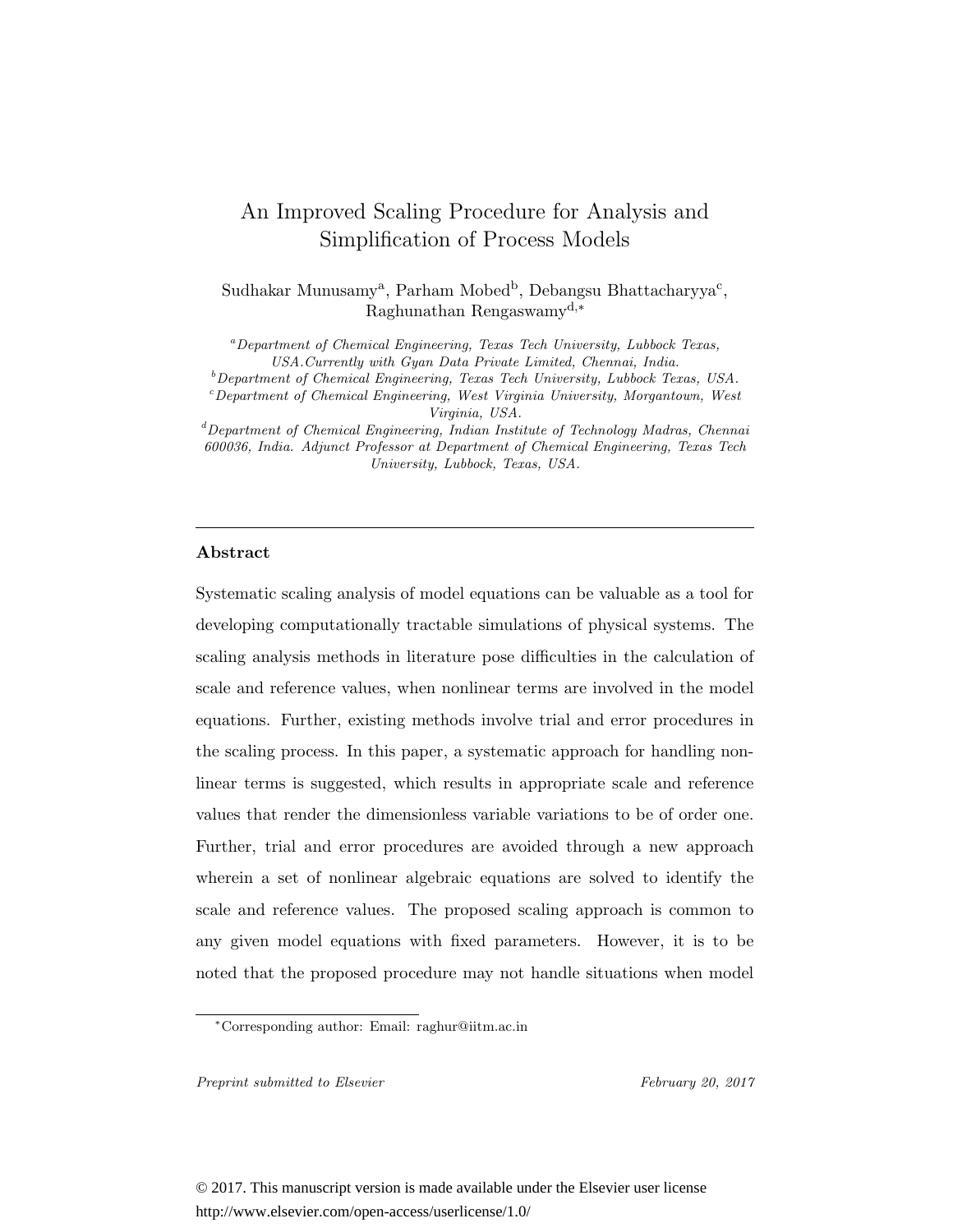# An Improved Scaling Procedure for Analysis and Simplification of Process Models

Sudhakar Munusamy[a], Parham Mobed[b], Debangsu Bhattacharyya[c], Raghunathan Rengaswamy[d,*]

[a] *Department of Chemical Engineering, Texas Tech University, Lubbock Texas, USA.Currently with Gyan Data Private Limited, Chennai, India.*
[b] *Department of Chemical Engineering, Texas Tech University, Lubbock Texas, USA.*
[c] *Department of Chemical Engineering, West Virginia University, Morgantown, West Virginia, USA.*
[d] *Department of Chemical Engineering, Indian Institute of Technology Madras, Chennai 600036, India. Adjunct Professor at Department of Chemical Engineering, Texas Tech University, Lubbock, Texas, USA.*

---

## Abstract

Systematic scaling analysis of model equations can be valuable as a tool for developing computationally tractable simulations of physical systems. The scaling analysis methods in literature pose difficulties in the calculation of scale and reference values, when nonlinear terms are involved in the model equations. Further, existing methods involve trial and error procedures in the scaling process. In this paper, a systematic approach for handling nonlinear terms is suggested, which results in appropriate scale and reference values that render the dimensionless variable variations to be of order one. Further, trial and error procedures are avoided through a new approach wherein a set of nonlinear algebraic equations are solved to identify the scale and reference values. The proposed scaling approach is common to any given model equations with fixed parameters. However, it is to be noted that the proposed procedure may not handle situations when model

*Corresponding author: Email: raghur@iitm.ac.in

*Preprint submitted to Elsevier* *February 20, 2017*

© 2017. This manuscript version is made available under the Elsevier user license
http://www.elsevier.com/open-access/userlicense/1.0/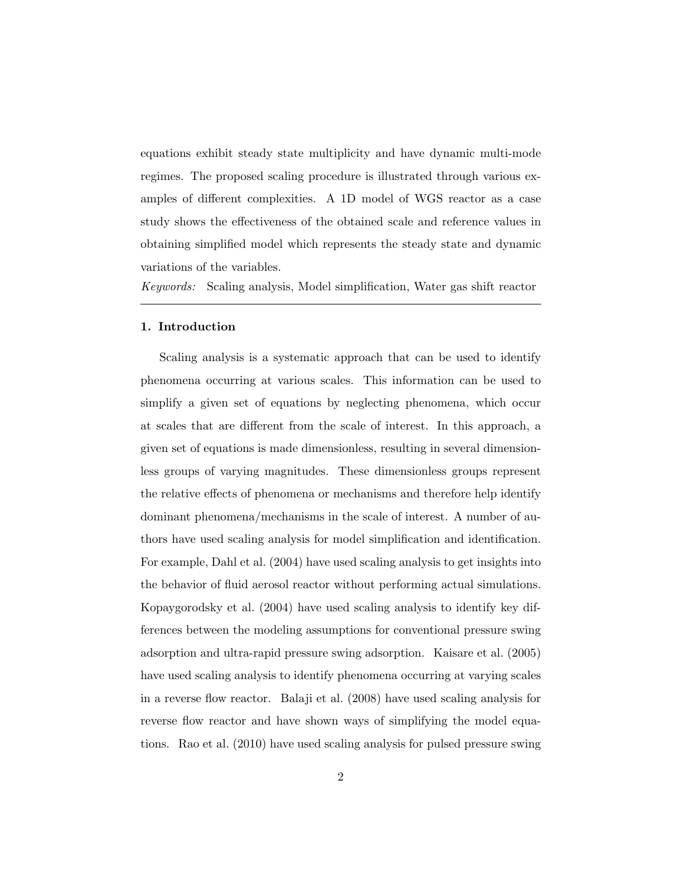equations exhibit steady state multiplicity and have dynamic multi-mode regimes. The proposed scaling procedure is illustrated through various examples of different complexities. A 1D model of WGS reactor as a case study shows the effectiveness of the obtained scale and reference values in obtaining simplified model which represents the steady state and dynamic variations of the variables.

*Keywords:* Scaling analysis, Model simplification, Water gas shift reactor

---

## 1. Introduction

Scaling analysis is a systematic approach that can be used to identify phenomena occurring at various scales. This information can be used to simplify a given set of equations by neglecting phenomena, which occur at scales that are different from the scale of interest. In this approach, a given set of equations is made dimensionless, resulting in several dimensionless groups of varying magnitudes. These dimensionless groups represent the relative effects of phenomena or mechanisms and therefore help identify dominant phenomena/mechanisms in the scale of interest. A number of authors have used scaling analysis for model simplification and identification. For example, Dahl et al. (2004) have used scaling analysis to get insights into the behavior of fluid aerosol reactor without performing actual simulations. Kopaygorodsky et al. (2004) have used scaling analysis to identify key differences between the modeling assumptions for conventional pressure swing adsorption and ultra-rapid pressure swing adsorption. Kaisare et al. (2005) have used scaling analysis to identify phenomena occurring at varying scales in a reverse flow reactor. Balaji et al. (2008) have used scaling analysis for reverse flow reactor and have shown ways of simplifying the model equations. Rao et al. (2010) have used scaling analysis for pulsed pressure swing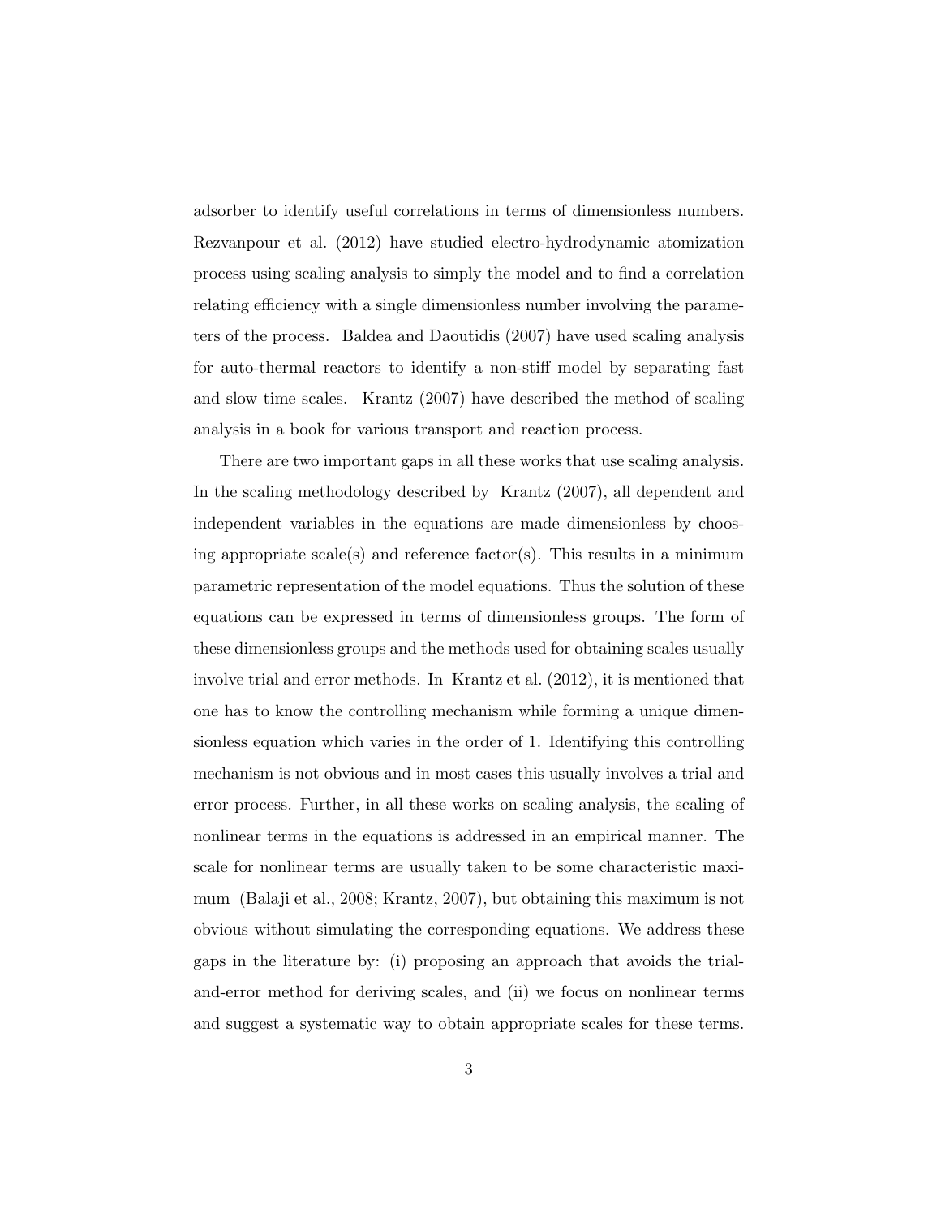adsorber to identify useful correlations in terms of dimensionless numbers. Rezvanpour et al. (2012) have studied electro-hydrodynamic atomization process using scaling analysis to simply the model and to find a correlation relating efficiency with a single dimensionless number involving the parameters of the process. Baldea and Daoutidis (2007) have used scaling analysis for auto-thermal reactors to identify a non-stiff model by separating fast and slow time scales. Krantz (2007) have described the method of scaling analysis in a book for various transport and reaction process.

There are two important gaps in all these works that use scaling analysis. In the scaling methodology described by Krantz (2007), all dependent and independent variables in the equations are made dimensionless by choosing appropriate scale(s) and reference factor(s). This results in a minimum parametric representation of the model equations. Thus the solution of these equations can be expressed in terms of dimensionless groups. The form of these dimensionless groups and the methods used for obtaining scales usually involve trial and error methods. In Krantz et al. (2012), it is mentioned that one has to know the controlling mechanism while forming a unique dimensionless equation which varies in the order of 1. Identifying this controlling mechanism is not obvious and in most cases this usually involves a trial and error process. Further, in all these works on scaling analysis, the scaling of nonlinear terms in the equations is addressed in an empirical manner. The scale for nonlinear terms are usually taken to be some characteristic maximum (Balaji et al., 2008; Krantz, 2007), but obtaining this maximum is not obvious without simulating the corresponding equations. We address these gaps in the literature by: (i) proposing an approach that avoids the trial-and-error method for deriving scales, and (ii) we focus on nonlinear terms and suggest a systematic way to obtain appropriate scales for these terms.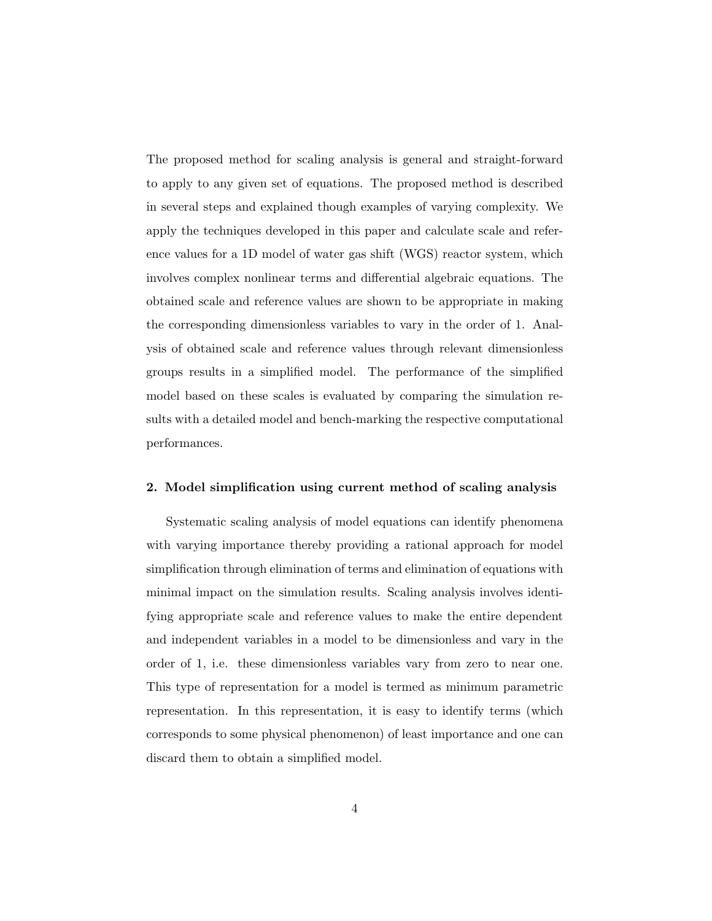The proposed method for scaling analysis is general and straight-forward to apply to any given set of equations. The proposed method is described in several steps and explained though examples of varying complexity. We apply the techniques developed in this paper and calculate scale and reference values for a 1D model of water gas shift (WGS) reactor system, which involves complex nonlinear terms and differential algebraic equations. The obtained scale and reference values are shown to be appropriate in making the corresponding dimensionless variables to vary in the order of 1. Analysis of obtained scale and reference values through relevant dimensionless groups results in a simplified model. The performance of the simplified model based on these scales is evaluated by comparing the simulation results with a detailed model and bench-marking the respective computational performances.

## 2. Model simplification using current method of scaling analysis

Systematic scaling analysis of model equations can identify phenomena with varying importance thereby providing a rational approach for model simplification through elimination of terms and elimination of equations with minimal impact on the simulation results. Scaling analysis involves identifying appropriate scale and reference values to make the entire dependent and independent variables in a model to be dimensionless and vary in the order of 1, i.e. these dimensionless variables vary from zero to near one. This type of representation for a model is termed as minimum parametric representation. In this representation, it is easy to identify terms (which corresponds to some physical phenomenon) of least importance and one can discard them to obtain a simplified model.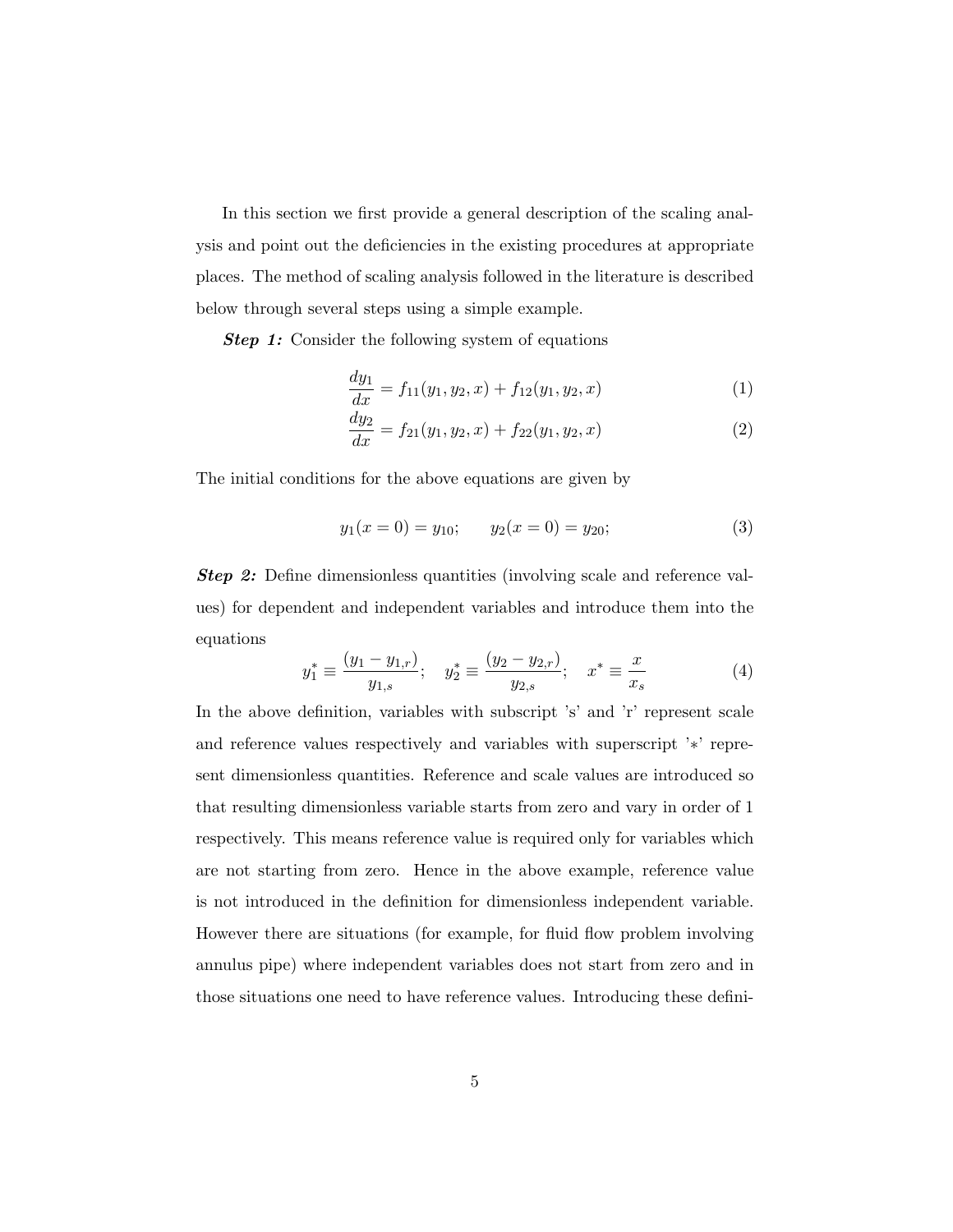In this section we first provide a general description of the scaling analysis and point out the deficiencies in the existing procedures at appropriate places. The method of scaling analysis followed in the literature is described below through several steps using a simple example.

***Step 1:*** Consider the following system of equations

$$\frac{dy_1}{dx} = f_{11}(y_1, y_2, x) + f_{12}(y_1, y_2, x) \tag{1}$$

$$\frac{dy_2}{dx} = f_{21}(y_1, y_2, x) + f_{22}(y_1, y_2, x) \tag{2}$$

The initial conditions for the above equations are given by

$$y_1(x = 0) = y_{10}; \qquad y_2(x = 0) = y_{20}; \tag{3}$$

***Step 2:*** Define dimensionless quantities (involving scale and reference values) for dependent and independent variables and introduce them into the equations

$$y_1^* \equiv \frac{(y_1 - y_{1,r})}{y_{1,s}}; \quad y_2^* \equiv \frac{(y_2 - y_{2,r})}{y_{2,s}}; \quad x^* \equiv \frac{x}{x_s} \tag{4}$$

In the above definition, variables with subscript 's' and 'r' represent scale and reference values respectively and variables with superscript '$*$' represent dimensionless quantities. Reference and scale values are introduced so that resulting dimensionless variable starts from zero and vary in order of 1 respectively. This means reference value is required only for variables which are not starting from zero. Hence in the above example, reference value is not introduced in the definition for dimensionless independent variable. However there are situations (for example, for fluid flow problem involving annulus pipe) where independent variables does not start from zero and in those situations one need to have reference values. Introducing these defini-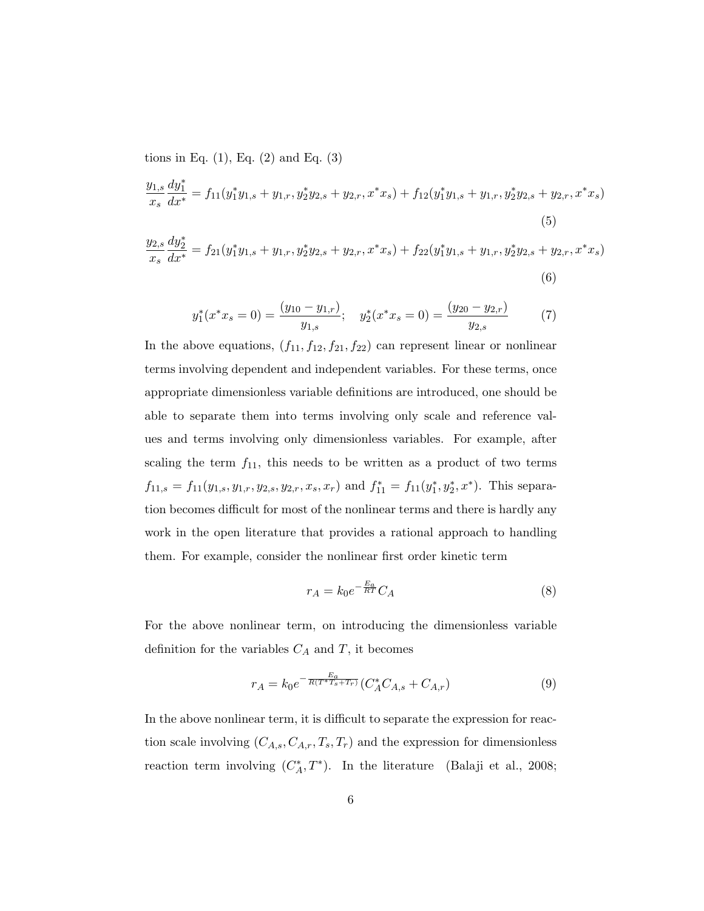tions in Eq. (1), Eq. (2) and Eq. (3)

$$\frac{y_{1,s}}{x_s}\frac{dy_1^*}{dx^*} = f_{11}(y_1^* y_{1,s} + y_{1,r}, y_2^* y_{2,s} + y_{2,r}, x^* x_s) + f_{12}(y_1^* y_{1,s} + y_{1,r}, y_2^* y_{2,s} + y_{2,r}, x^* x_s) \tag{5}$$

$$\frac{y_{2,s}}{x_s}\frac{dy_2^*}{dx^*} = f_{21}(y_1^* y_{1,s} + y_{1,r}, y_2^* y_{2,s} + y_{2,r}, x^* x_s) + f_{22}(y_1^* y_{1,s} + y_{1,r}, y_2^* y_{2,s} + y_{2,r}, x^* x_s) \tag{6}$$

$$y_1^*(x^* x_s = 0) = \frac{(y_{10} - y_{1,r})}{y_{1,s}}; \quad y_2^*(x^* x_s = 0) = \frac{(y_{20} - y_{2,r})}{y_{2,s}} \tag{7}$$

In the above equations, $(f_{11}, f_{12}, f_{21}, f_{22})$ can represent linear or nonlinear terms involving dependent and independent variables. For these terms, once appropriate dimensionless variable definitions are introduced, one should be able to separate them into terms involving only scale and reference values and terms involving only dimensionless variables. For example, after scaling the term $f_{11}$, this needs to be written as a product of two terms $f_{11,s} = f_{11}(y_{1,s}, y_{1,r}, y_{2,s}, y_{2,r}, x_s, x_r)$ and $f_{11}^* = f_{11}(y_1^*, y_2^*, x^*)$. This separation becomes difficult for most of the nonlinear terms and there is hardly any work in the open literature that provides a rational approach to handling them. For example, consider the nonlinear first order kinetic term

$$r_A = k_0 e^{-\frac{E_a}{RT}} C_A \tag{8}$$

For the above nonlinear term, on introducing the dimensionless variable definition for the variables $C_A$ and $T$, it becomes

$$r_A = k_0 e^{-\frac{E_a}{R(T^* T_s + T_r)}} (C_A^* C_{A,s} + C_{A,r}) \tag{9}$$

In the above nonlinear term, it is difficult to separate the expression for reaction scale involving $(C_{A,s}, C_{A,r}, T_s, T_r)$ and the expression for dimensionless reaction term involving $(C_A^*, T^*)$. In the literature (Balaji et al., 2008;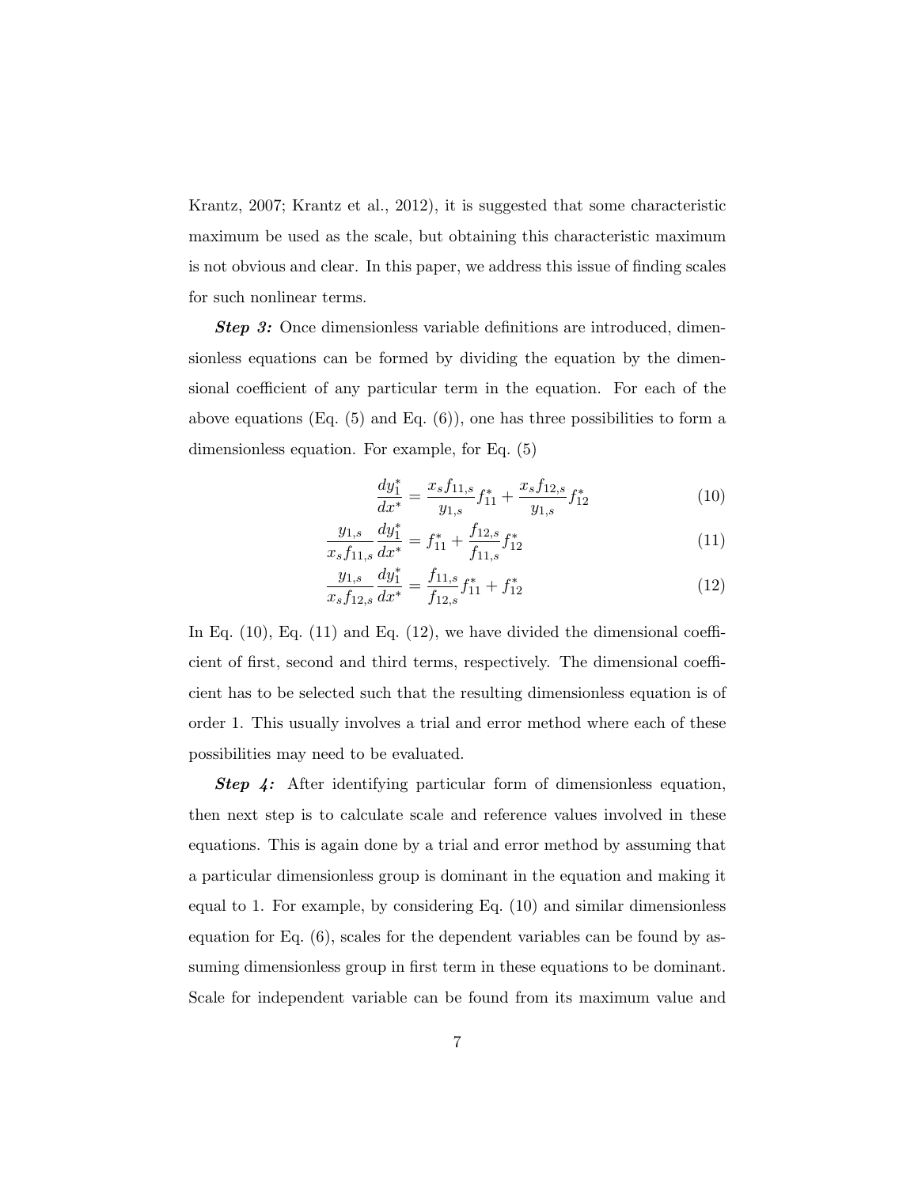Krantz, 2007; Krantz et al., 2012), it is suggested that some characteristic maximum be used as the scale, but obtaining this characteristic maximum is not obvious and clear. In this paper, we address this issue of finding scales for such nonlinear terms.

***Step 3:*** Once dimensionless variable definitions are introduced, dimensionless equations can be formed by dividing the equation by the dimensional coefficient of any particular term in the equation. For each of the above equations (Eq. (5) and Eq. (6)), one has three possibilities to form a dimensionless equation. For example, for Eq. (5)

$$\frac{dy_1^*}{dx^*} = \frac{x_s f_{11,s}}{y_{1,s}} f_{11}^* + \frac{x_s f_{12,s}}{y_{1,s}} f_{12}^* \tag{10}$$

$$\frac{y_{1,s}}{x_s f_{11,s}} \frac{dy_1^*}{dx^*} = f_{11}^* + \frac{f_{12,s}}{f_{11,s}} f_{12}^* \tag{11}$$

$$\frac{y_{1,s}}{x_s f_{12,s}} \frac{dy_1^*}{dx^*} = \frac{f_{11,s}}{f_{12,s}} f_{11}^* + f_{12}^* \tag{12}$$

In Eq. (10), Eq. (11) and Eq. (12), we have divided the dimensional coefficient of first, second and third terms, respectively. The dimensional coefficient has to be selected such that the resulting dimensionless equation is of order 1. This usually involves a trial and error method where each of these possibilities may need to be evaluated.

***Step 4:*** After identifying particular form of dimensionless equation, then next step is to calculate scale and reference values involved in these equations. This is again done by a trial and error method by assuming that a particular dimensionless group is dominant in the equation and making it equal to 1. For example, by considering Eq. (10) and similar dimensionless equation for Eq. (6), scales for the dependent variables can be found by assuming dimensionless group in first term in these equations to be dominant. Scale for independent variable can be found from its maximum value and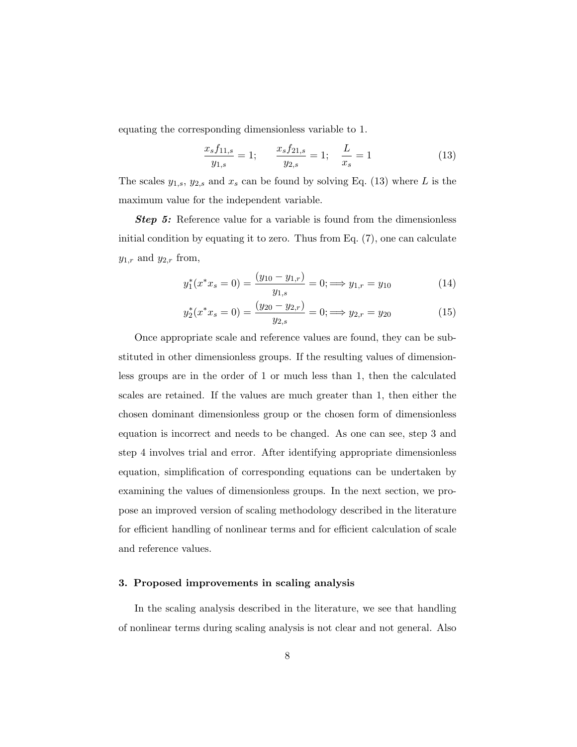equating the corresponding dimensionless variable to 1.

$$\frac{x_s f_{11,s}}{y_{1,s}} = 1; \qquad \frac{x_s f_{21,s}}{y_{2,s}} = 1; \quad \frac{L}{x_s} = 1 \tag{13}$$

The scales $y_{1,s}$, $y_{2,s}$ and $x_s$ can be found by solving Eq. (13) where $L$ is the maximum value for the independent variable.

***Step 5:*** Reference value for a variable is found from the dimensionless initial condition by equating it to zero. Thus from Eq. (7), one can calculate $y_{1,r}$ and $y_{2,r}$ from,

$$y_1^*(x^* x_s = 0) = \frac{(y_{10} - y_{1,r})}{y_{1,s}} = 0; \Longrightarrow y_{1,r} = y_{10} \tag{14}$$

$$y_2^*(x^* x_s = 0) = \frac{(y_{20} - y_{2,r})}{y_{2,s}} = 0; \Longrightarrow y_{2,r} = y_{20} \tag{15}$$

Once appropriate scale and reference values are found, they can be substituted in other dimensionless groups. If the resulting values of dimensionless groups are in the order of 1 or much less than 1, then the calculated scales are retained. If the values are much greater than 1, then either the chosen dominant dimensionless group or the chosen form of dimensionless equation is incorrect and needs to be changed. As one can see, step 3 and step 4 involves trial and error. After identifying appropriate dimensionless equation, simplification of corresponding equations can be undertaken by examining the values of dimensionless groups. In the next section, we propose an improved version of scaling methodology described in the literature for efficient handling of nonlinear terms and for efficient calculation of scale and reference values.

## 3. Proposed improvements in scaling analysis

In the scaling analysis described in the literature, we see that handling of nonlinear terms during scaling analysis is not clear and not general. Also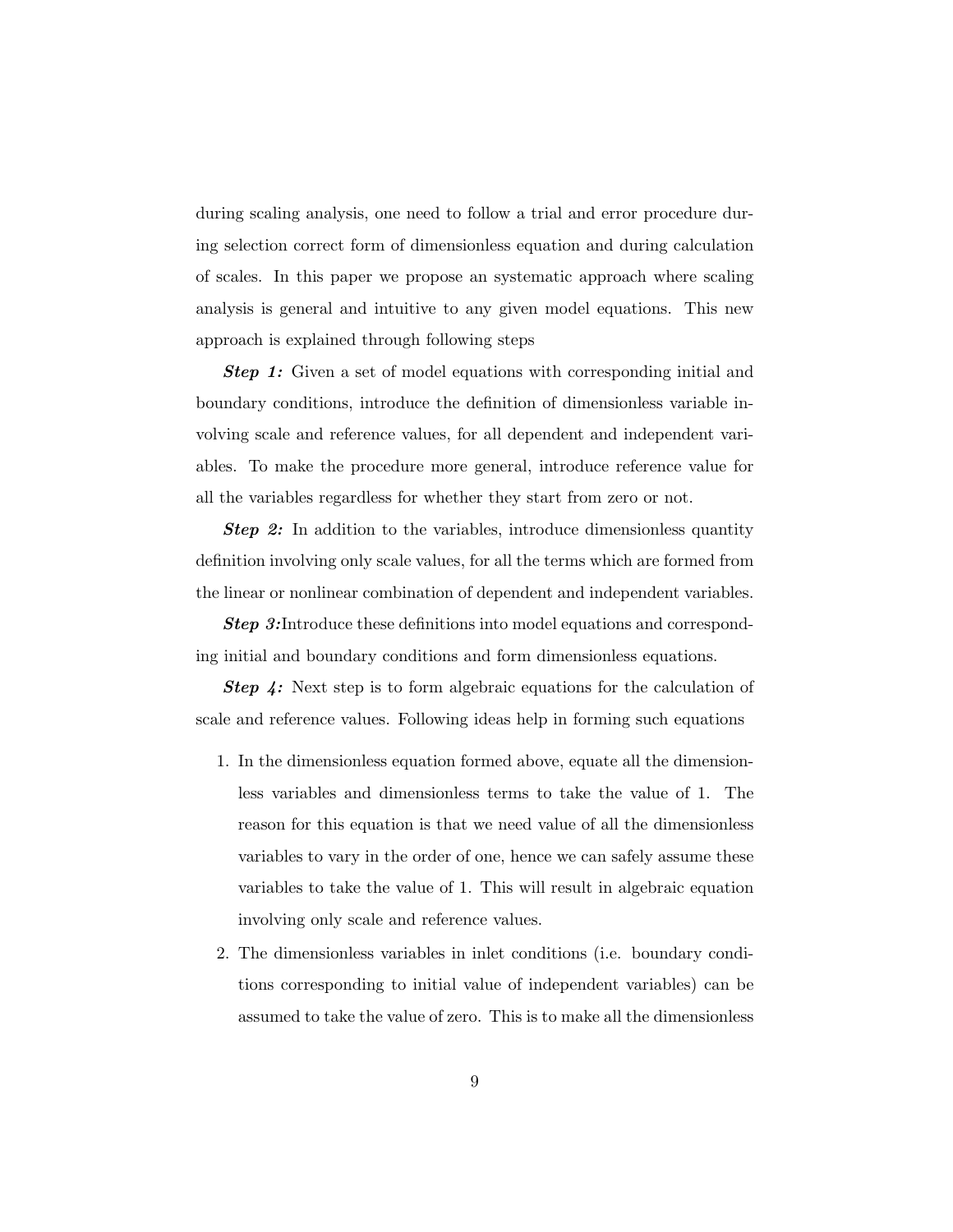during scaling analysis, one need to follow a trial and error procedure during selection correct form of dimensionless equation and during calculation of scales. In this paper we propose an systematic approach where scaling analysis is general and intuitive to any given model equations. This new approach is explained through following steps

***Step 1:*** Given a set of model equations with corresponding initial and boundary conditions, introduce the definition of dimensionless variable involving scale and reference values, for all dependent and independent variables. To make the procedure more general, introduce reference value for all the variables regardless for whether they start from zero or not.

***Step 2:*** In addition to the variables, introduce dimensionless quantity definition involving only scale values, for all the terms which are formed from the linear or nonlinear combination of dependent and independent variables.

***Step 3:***Introduce these definitions into model equations and corresponding initial and boundary conditions and form dimensionless equations.

***Step 4:*** Next step is to form algebraic equations for the calculation of scale and reference values. Following ideas help in forming such equations

1. In the dimensionless equation formed above, equate all the dimensionless variables and dimensionless terms to take the value of 1. The reason for this equation is that we need value of all the dimensionless variables to vary in the order of one, hence we can safely assume these variables to take the value of 1. This will result in algebraic equation involving only scale and reference values.

2. The dimensionless variables in inlet conditions (i.e. boundary conditions corresponding to initial value of independent variables) can be assumed to take the value of zero. This is to make all the dimensionless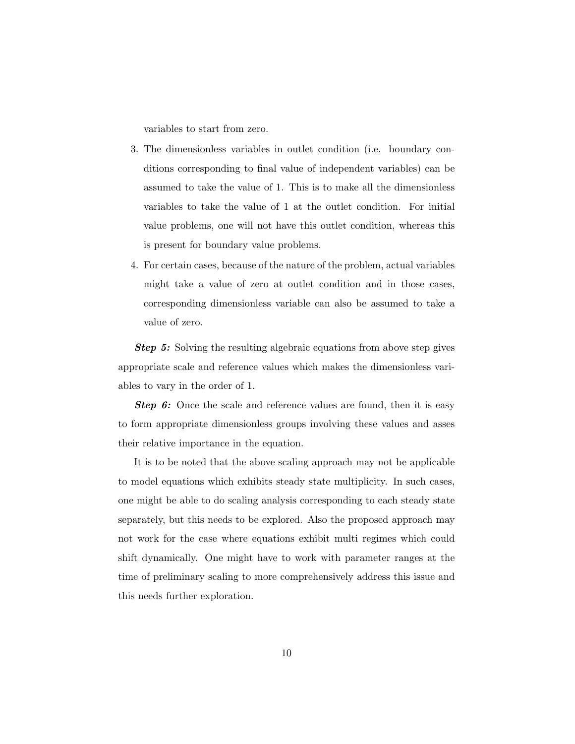variables to start from zero.

3. The dimensionless variables in outlet condition (i.e. boundary conditions corresponding to final value of independent variables) can be assumed to take the value of 1. This is to make all the dimensionless variables to take the value of 1 at the outlet condition. For initial value problems, one will not have this outlet condition, whereas this is present for boundary value problems.
4. For certain cases, because of the nature of the problem, actual variables might take a value of zero at outlet condition and in those cases, corresponding dimensionless variable can also be assumed to take a value of zero.

***Step 5:*** Solving the resulting algebraic equations from above step gives appropriate scale and reference values which makes the dimensionless variables to vary in the order of 1.

***Step 6:*** Once the scale and reference values are found, then it is easy to form appropriate dimensionless groups involving these values and asses their relative importance in the equation.

It is to be noted that the above scaling approach may not be applicable to model equations which exhibits steady state multiplicity. In such cases, one might be able to do scaling analysis corresponding to each steady state separately, but this needs to be explored. Also the proposed approach may not work for the case where equations exhibit multi regimes which could shift dynamically. One might have to work with parameter ranges at the time of preliminary scaling to more comprehensively address this issue and this needs further exploration.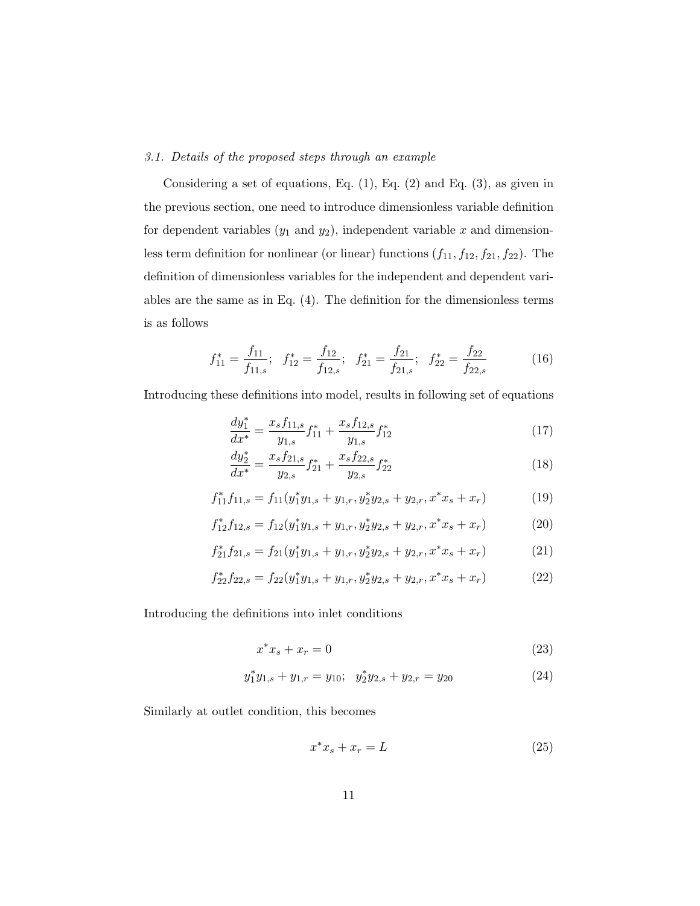### 3.1. Details of the proposed steps through an example

Considering a set of equations, Eq. (1), Eq. (2) and Eq. (3), as given in the previous section, one need to introduce dimensionless variable definition for dependent variables ($y_1$ and $y_2$), independent variable $x$ and dimensionless term definition for nonlinear (or linear) functions ($f_{11}, f_{12}, f_{21}, f_{22}$). The definition of dimensionless variables for the independent and dependent variables are the same as in Eq. (4). The definition for the dimensionless terms is as follows

$$f_{11}^* = \frac{f_{11}}{f_{11,s}}; \quad f_{12}^* = \frac{f_{12}}{f_{12,s}}; \quad f_{21}^* = \frac{f_{21}}{f_{21,s}}; \quad f_{22}^* = \frac{f_{22}}{f_{22,s}} \tag{16}$$

Introducing these definitions into model, results in following set of equations

$$\frac{dy_1^*}{dx^*} = \frac{x_s f_{11,s}}{y_{1,s}} f_{11}^* + \frac{x_s f_{12,s}}{y_{1,s}} f_{12}^* \tag{17}$$

$$\frac{dy_2^*}{dx^*} = \frac{x_s f_{21,s}}{y_{2,s}} f_{21}^* + \frac{x_s f_{22,s}}{y_{2,s}} f_{22}^* \tag{18}$$

$$f_{11}^* f_{11,s} = f_{11}(y_1^* y_{1,s} + y_{1,r}, y_2^* y_{2,s} + y_{2,r}, x^* x_s + x_r) \tag{19}$$

$$f_{12}^* f_{12,s} = f_{12}(y_1^* y_{1,s} + y_{1,r}, y_2^* y_{2,s} + y_{2,r}, x^* x_s + x_r) \tag{20}$$

$$f_{21}^* f_{21,s} = f_{21}(y_1^* y_{1,s} + y_{1,r}, y_2^* y_{2,s} + y_{2,r}, x^* x_s + x_r) \tag{21}$$

$$f_{22}^* f_{22,s} = f_{22}(y_1^* y_{1,s} + y_{1,r}, y_2^* y_{2,s} + y_{2,r}, x^* x_s + x_r) \tag{22}$$

Introducing the definitions into inlet conditions

$$x^* x_s + x_r = 0 \tag{23}$$

$$y_1^* y_{1,s} + y_{1,r} = y_{10}; \quad y_2^* y_{2,s} + y_{2,r} = y_{20} \tag{24}$$

Similarly at outlet condition, this becomes

$$x^* x_s + x_r = L \tag{25}$$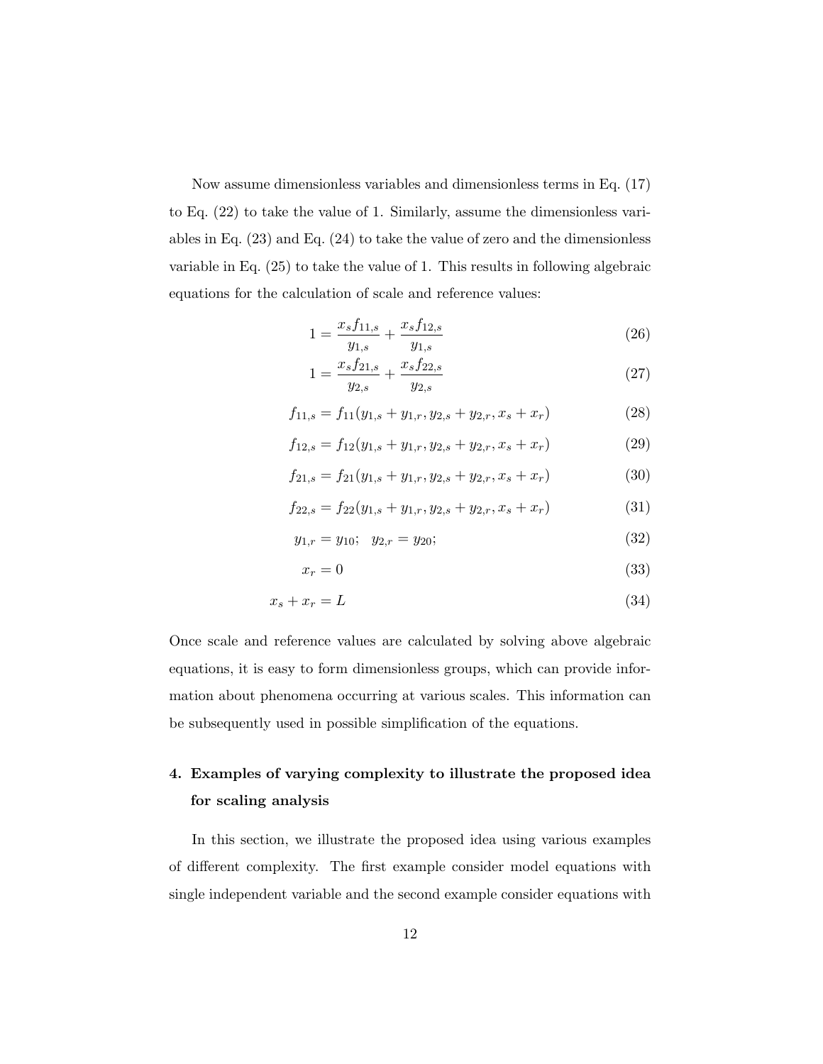Now assume dimensionless variables and dimensionless terms in Eq. (17) to Eq. (22) to take the value of 1. Similarly, assume the dimensionless variables in Eq. (23) and Eq. (24) to take the value of zero and the dimensionless variable in Eq. (25) to take the value of 1. This results in following algebraic equations for the calculation of scale and reference values:

$$1 = \frac{x_s f_{11,s}}{y_{1,s}} + \frac{x_s f_{12,s}}{y_{1,s}} \tag{26}$$

$$1 = \frac{x_s f_{21,s}}{y_{2,s}} + \frac{x_s f_{22,s}}{y_{2,s}} \tag{27}$$

$$f_{11,s} = f_{11}(y_{1,s} + y_{1,r}, y_{2,s} + y_{2,r}, x_s + x_r) \tag{28}$$

$$f_{12,s} = f_{12}(y_{1,s} + y_{1,r}, y_{2,s} + y_{2,r}, x_s + x_r) \tag{29}$$

$$f_{21,s} = f_{21}(y_{1,s} + y_{1,r}, y_{2,s} + y_{2,r}, x_s + x_r) \tag{30}$$

$$f_{22,s} = f_{22}(y_{1,s} + y_{1,r}, y_{2,s} + y_{2,r}, x_s + x_r) \tag{31}$$

$$y_{1,r} = y_{10}; \quad y_{2,r} = y_{20}; \tag{32}$$

$$x_r = 0 \tag{33}$$

$$x_s + x_r = L \tag{34}$$

Once scale and reference values are calculated by solving above algebraic equations, it is easy to form dimensionless groups, which can provide information about phenomena occurring at various scales. This information can be subsequently used in possible simplification of the equations.

## 4. Examples of varying complexity to illustrate the proposed idea for scaling analysis

In this section, we illustrate the proposed idea using various examples of different complexity. The first example consider model equations with single independent variable and the second example consider equations with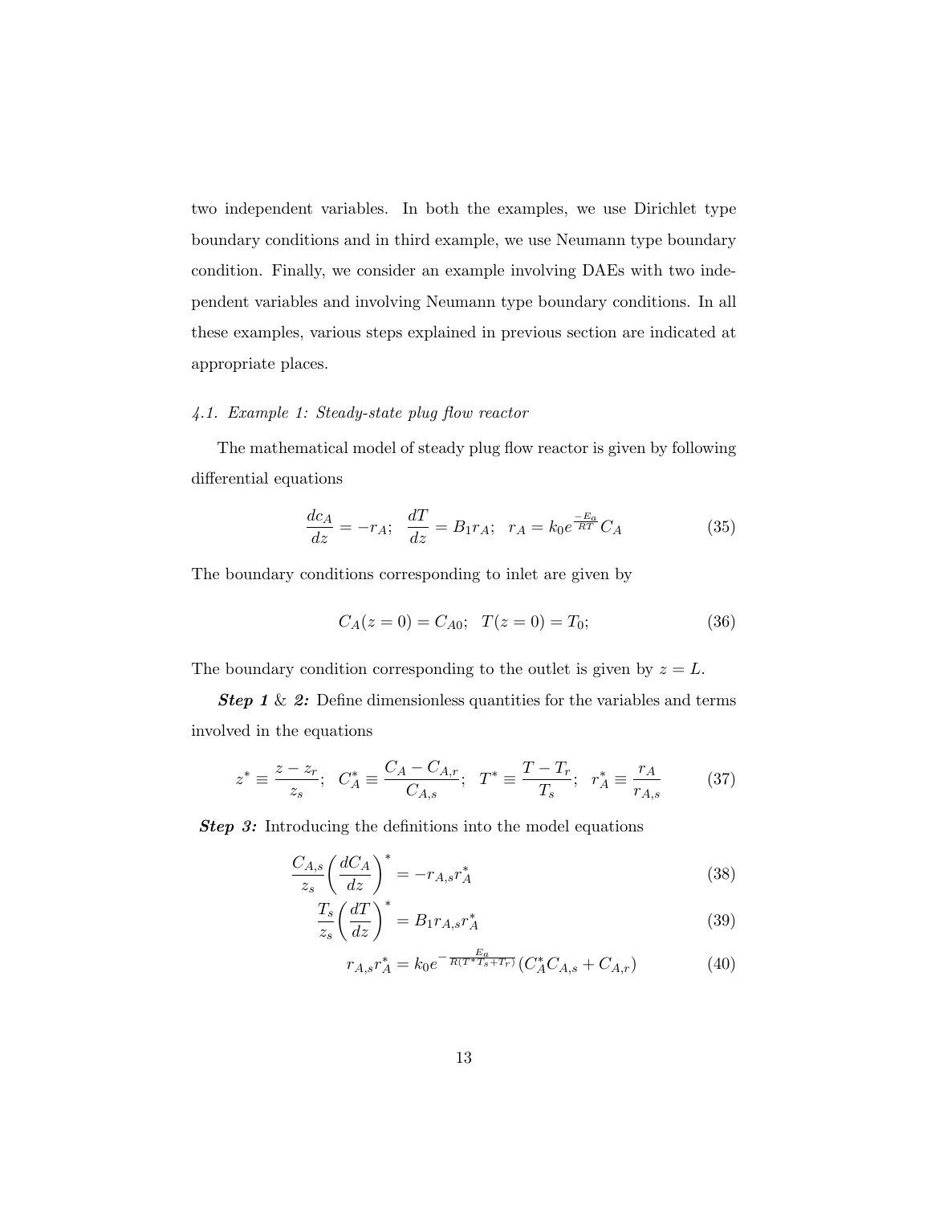two independent variables. In both the examples, we use Dirichlet type boundary conditions and in third example, we use Neumann type boundary condition. Finally, we consider an example involving DAEs with two independent variables and involving Neumann type boundary conditions. In all these examples, various steps explained in previous section are indicated at appropriate places.

### 4.1. Example 1: Steady-state plug flow reactor

The mathematical model of steady plug flow reactor is given by following differential equations

$$\frac{dc_A}{dz} = -r_A; \quad \frac{dT}{dz} = B_1 r_A; \quad r_A = k_0 e^{\frac{-E_a}{RT}} C_A \tag{35}$$

The boundary conditions corresponding to inlet are given by

$$C_A(z=0) = C_{A0}; \quad T(z=0) = T_0; \tag{36}$$

The boundary condition corresponding to the outlet is given by $z = L$.

***Step 1** & **2:*** Define dimensionless quantities for the variables and terms involved in the equations

$$z^* \equiv \frac{z - z_r}{z_s}; \quad C_A^* \equiv \frac{C_A - C_{A,r}}{C_{A,s}}; \quad T^* \equiv \frac{T - T_r}{T_s}; \quad r_A^* \equiv \frac{r_A}{r_{A,s}} \tag{37}$$

***Step 3:*** Introducing the definitions into the model equations

$$\frac{C_{A,s}}{z_s}\left(\frac{dC_A}{dz}\right)^* = -r_{A,s} r_A^* \tag{38}$$

$$\frac{T_s}{z_s}\left(\frac{dT}{dz}\right)^* = B_1 r_{A,s} r_A^* \tag{39}$$

$$r_{A,s} r_A^* = k_0 e^{-\frac{E_a}{R(T^* T_s + T_r)}} (C_A^* C_{A,s} + C_{A,r}) \tag{40}$$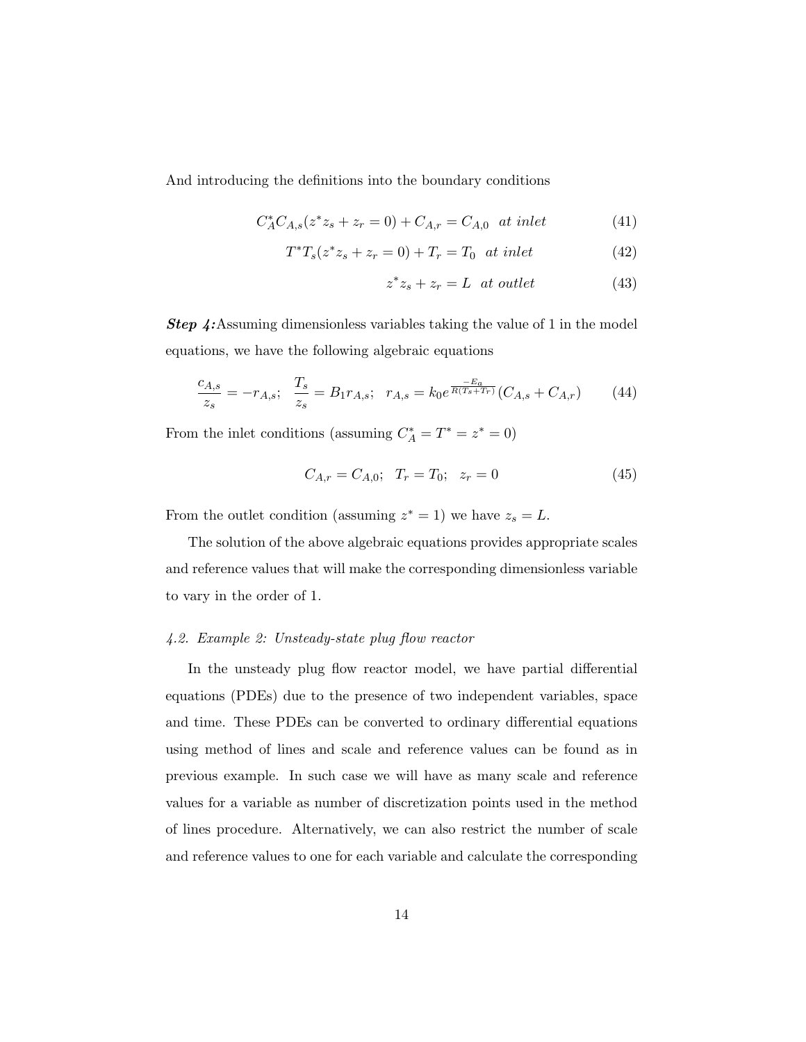And introducing the definitions into the boundary conditions

$$C_A^* C_{A,s}(z^* z_s + z_r = 0) + C_{A,r} = C_{A,0} \quad at\ inlet \tag{41}$$

$$T^* T_s(z^* z_s + z_r = 0) + T_r = T_0 \quad at\ inlet \tag{42}$$

$$z^* z_s + z_r = L \quad at\ outlet \tag{43}$$

***Step 4:*** Assuming dimensionless variables taking the value of 1 in the model equations, we have the following algebraic equations

$$\frac{c_{A,s}}{z_s} = -r_{A,s}; \quad \frac{T_s}{z_s} = B_1 r_{A,s}; \quad r_{A,s} = k_0 e^{\frac{-E_a}{R(T_s+T_r)}}(C_{A,s} + C_{A,r}) \tag{44}$$

From the inlet conditions (assuming $C_A^* = T^* = z^* = 0$)

$$C_{A,r} = C_{A,0}; \quad T_r = T_0; \quad z_r = 0 \tag{45}$$

From the outlet condition (assuming $z^* = 1$) we have $z_s = L$.

The solution of the above algebraic equations provides appropriate scales and reference values that will make the corresponding dimensionless variable to vary in the order of 1.

### *4.2. Example 2: Unsteady-state plug flow reactor*

In the unsteady plug flow reactor model, we have partial differential equations (PDEs) due to the presence of two independent variables, space and time. These PDEs can be converted to ordinary differential equations using method of lines and scale and reference values can be found as in previous example. In such case we will have as many scale and reference values for a variable as number of discretization points used in the method of lines procedure. Alternatively, we can also restrict the number of scale and reference values to one for each variable and calculate the corresponding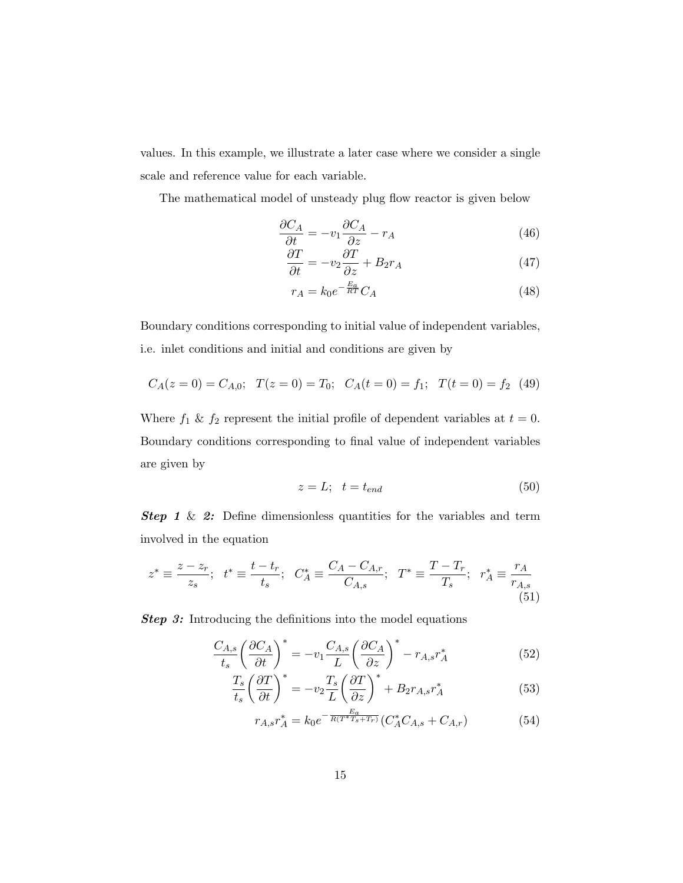values. In this example, we illustrate a later case where we consider a single scale and reference value for each variable.

The mathematical model of unsteady plug flow reactor is given below

$$\frac{\partial C_A}{\partial t} = -v_1 \frac{\partial C_A}{\partial z} - r_A \tag{46}$$

$$\frac{\partial T}{\partial t} = -v_2 \frac{\partial T}{\partial z} + B_2 r_A \tag{47}$$

$$r_A = k_0 e^{-\frac{E_a}{RT}} C_A \tag{48}$$

Boundary conditions corresponding to initial value of independent variables, i.e. inlet conditions and initial and conditions are given by

$$C_A(z=0) = C_{A,0}; \quad T(z=0) = T_0; \quad C_A(t=0) = f_1; \quad T(t=0) = f_2 \tag{49}$$

Where $f_1$ & $f_2$ represent the initial profile of dependent variables at $t = 0$. Boundary conditions corresponding to final value of independent variables are given by

$$z = L; \quad t = t_{end} \tag{50}$$

***Step 1*** & ***2:*** Define dimensionless quantities for the variables and term involved in the equation

$$z^* \equiv \frac{z - z_r}{z_s}; \quad t^* \equiv \frac{t - t_r}{t_s}; \quad C_A^* \equiv \frac{C_A - C_{A,r}}{C_{A,s}}; \quad T^* \equiv \frac{T - T_r}{T_s}; \quad r_A^* \equiv \frac{r_A}{r_{A,s}} \tag{51}$$

***Step 3:*** Introducing the definitions into the model equations

$$\frac{C_{A,s}}{t_s}\left(\frac{\partial C_A}{\partial t}\right)^* = -v_1 \frac{C_{A,s}}{L}\left(\frac{\partial C_A}{\partial z}\right)^* - r_{A,s} r_A^* \tag{52}$$

$$\frac{T_s}{t_s}\left(\frac{\partial T}{\partial t}\right)^* = -v_2 \frac{T_s}{L}\left(\frac{\partial T}{\partial z}\right)^* + B_2 r_{A,s} r_A^* \tag{53}$$

$$r_{A,s} r_A^* = k_0 e^{-\frac{E_a}{R(T^* T_s + T_r)}} (C_A^* C_{A,s} + C_{A,r}) \tag{54}$$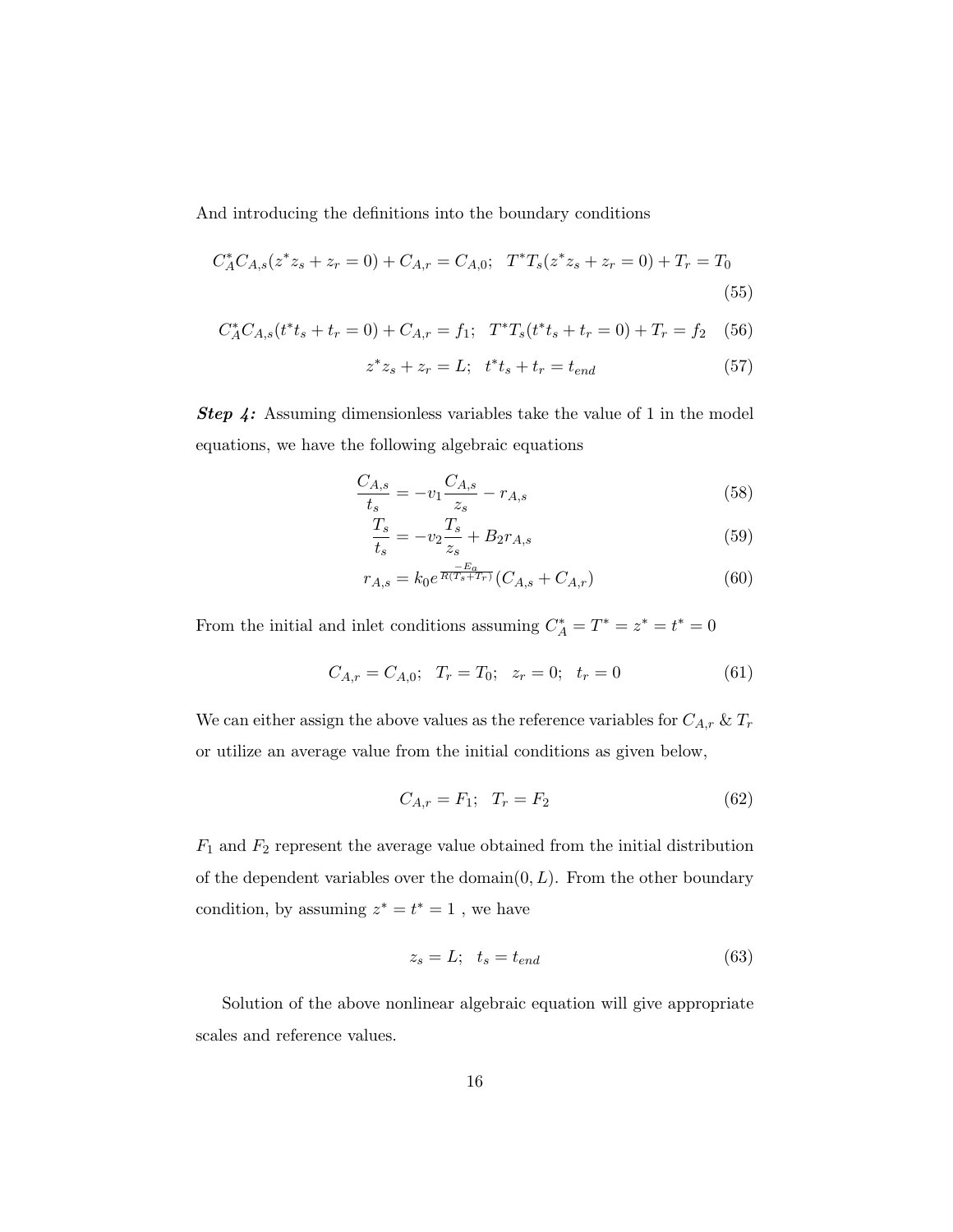And introducing the definitions into the boundary conditions

$$C_A^* C_{A,s}(z^* z_s + z_r = 0) + C_{A,r} = C_{A,0}; \quad T^* T_s(z^* z_s + z_r = 0) + T_r = T_0 \tag{55}$$

$$C_A^* C_{A,s}(t^* t_s + t_r = 0) + C_{A,r} = f_1; \quad T^* T_s(t^* t_s + t_r = 0) + T_r = f_2 \tag{56}$$

$$z^* z_s + z_r = L; \quad t^* t_s + t_r = t_{end} \tag{57}$$

***Step 4:*** Assuming dimensionless variables take the value of 1 in the model equations, we have the following algebraic equations

$$\frac{C_{A,s}}{t_s} = -v_1 \frac{C_{A,s}}{z_s} - r_{A,s} \tag{58}$$

$$\frac{T_s}{t_s} = -v_2 \frac{T_s}{z_s} + B_2 r_{A,s} \tag{59}$$

$$r_{A,s} = k_0 e^{\frac{-E_a}{R(T_s + T_r)}} (C_{A,s} + C_{A,r}) \tag{60}$$

From the initial and inlet conditions assuming $C_A^* = T^* = z^* = t^* = 0$

$$C_{A,r} = C_{A,0}; \quad T_r = T_0; \quad z_r = 0; \quad t_r = 0 \tag{61}$$

We can either assign the above values as the reference variables for $C_{A,r}$ & $T_r$ or utilize an average value from the initial conditions as given below,

$$C_{A,r} = F_1; \quad T_r = F_2 \tag{62}$$

$F_1$ and $F_2$ represent the average value obtained from the initial distribution of the dependent variables over the domain$(0, L)$. From the other boundary condition, by assuming $z^* = t^* = 1$ , we have

$$z_s = L; \quad t_s = t_{end} \tag{63}$$

Solution of the above nonlinear algebraic equation will give appropriate scales and reference values.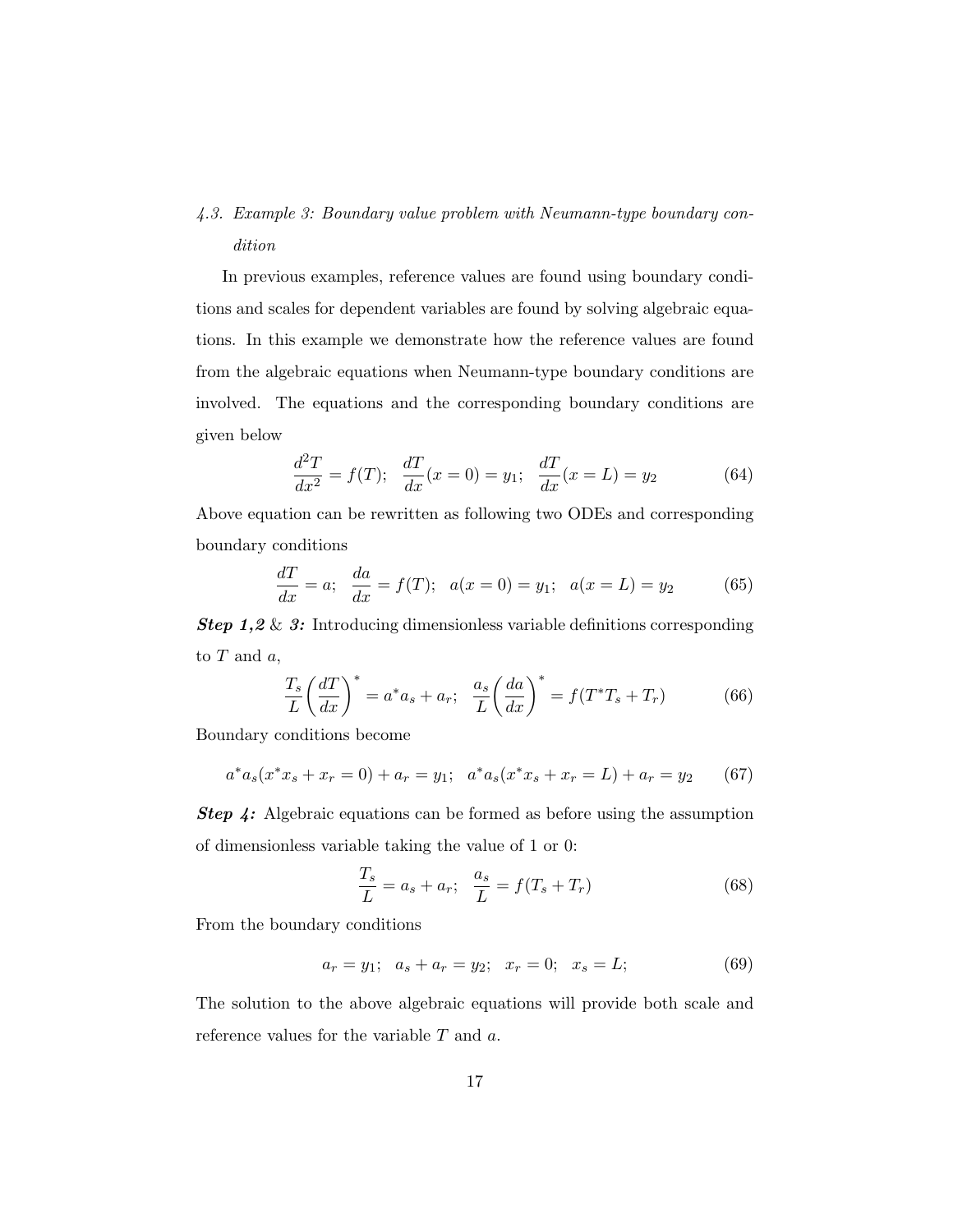### 4.3. Example 3: Boundary value problem with Neumann-type boundary condition

In previous examples, reference values are found using boundary conditions and scales for dependent variables are found by solving algebraic equations. In this example we demonstrate how the reference values are found from the algebraic equations when Neumann-type boundary conditions are involved. The equations and the corresponding boundary conditions are given below

$$\frac{d^2T}{dx^2} = f(T); \quad \frac{dT}{dx}(x=0) = y_1; \quad \frac{dT}{dx}(x=L) = y_2 \tag{64}$$

Above equation can be rewritten as following two ODEs and corresponding boundary conditions

$$\frac{dT}{dx} = a; \quad \frac{da}{dx} = f(T); \quad a(x=0) = y_1; \quad a(x=L) = y_2 \tag{65}$$

***Step 1,2*** & ***3:*** Introducing dimensionless variable definitions corresponding to $T$ and $a$,

$$\frac{T_s}{L}\left(\frac{dT}{dx}\right)^* = a^* a_s + a_r; \quad \frac{a_s}{L}\left(\frac{da}{dx}\right)^* = f(T^* T_s + T_r) \tag{66}$$

Boundary conditions become

$$a^* a_s(x^* x_s + x_r = 0) + a_r = y_1; \quad a^* a_s(x^* x_s + x_r = L) + a_r = y_2 \tag{67}$$

***Step 4:*** Algebraic equations can be formed as before using the assumption of dimensionless variable taking the value of 1 or 0:

$$\frac{T_s}{L} = a_s + a_r; \quad \frac{a_s}{L} = f(T_s + T_r) \tag{68}$$

From the boundary conditions

$$a_r = y_1; \quad a_s + a_r = y_2; \quad x_r = 0; \quad x_s = L; \tag{69}$$

The solution to the above algebraic equations will provide both scale and reference values for the variable $T$ and $a$.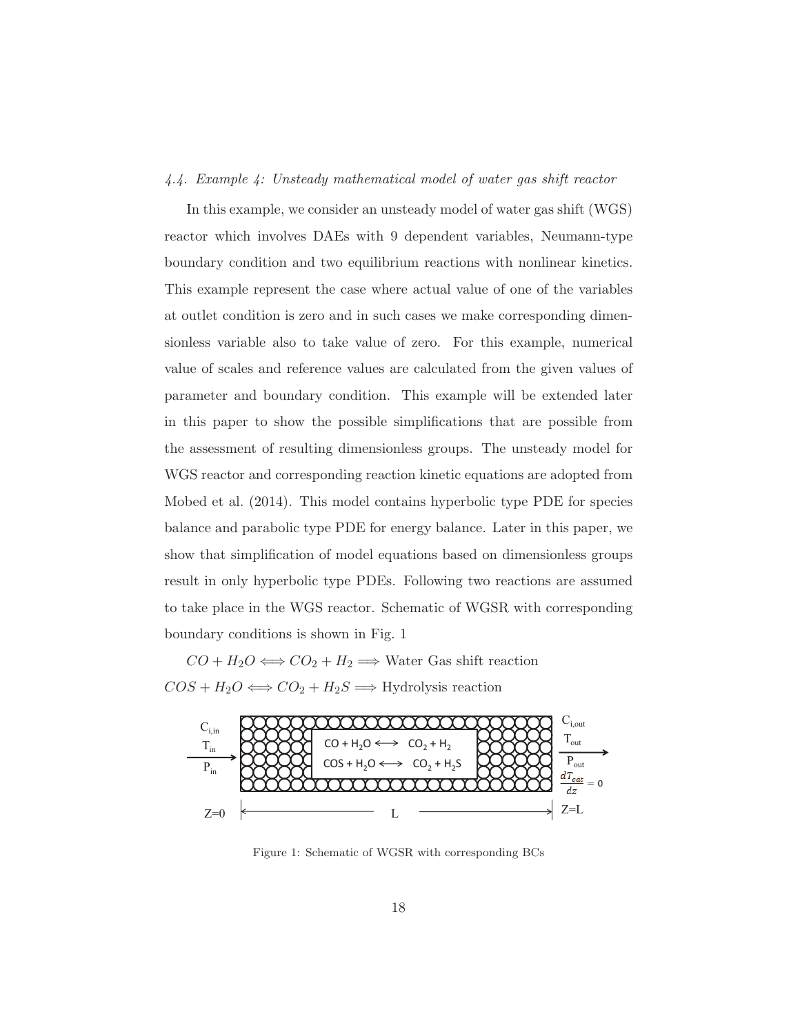### *4.4. Example 4: Unsteady mathematical model of water gas shift reactor*

In this example, we consider an unsteady model of water gas shift (WGS) reactor which involves DAEs with 9 dependent variables, Neumann-type boundary condition and two equilibrium reactions with nonlinear kinetics. This example represent the case where actual value of one of the variables at outlet condition is zero and in such cases we make corresponding dimensionless variable also to take value of zero. For this example, numerical value of scales and reference values are calculated from the given values of parameter and boundary condition. This example will be extended later in this paper to show the possible simplifications that are possible from the assessment of resulting dimensionless groups. The unsteady model for WGS reactor and corresponding reaction kinetic equations are adopted from Mobed et al. (2014). This model contains hyperbolic type PDE for species balance and parabolic type PDE for energy balance. Later in this paper, we show that simplification of model equations based on dimensionless groups result in only hyperbolic type PDEs. Following two reactions are assumed to take place in the WGS reactor. Schematic of WGSR with corresponding boundary conditions is shown in Fig. 1

$CO + H_2O \Longleftrightarrow CO_2 + H_2 \Longrightarrow$ Water Gas shift reaction

$COS + H_2O \Longleftrightarrow CO_2 + H_2S \Longrightarrow$ Hydrolysis reaction

Figure 1: Schematic of WGSR with corresponding BCs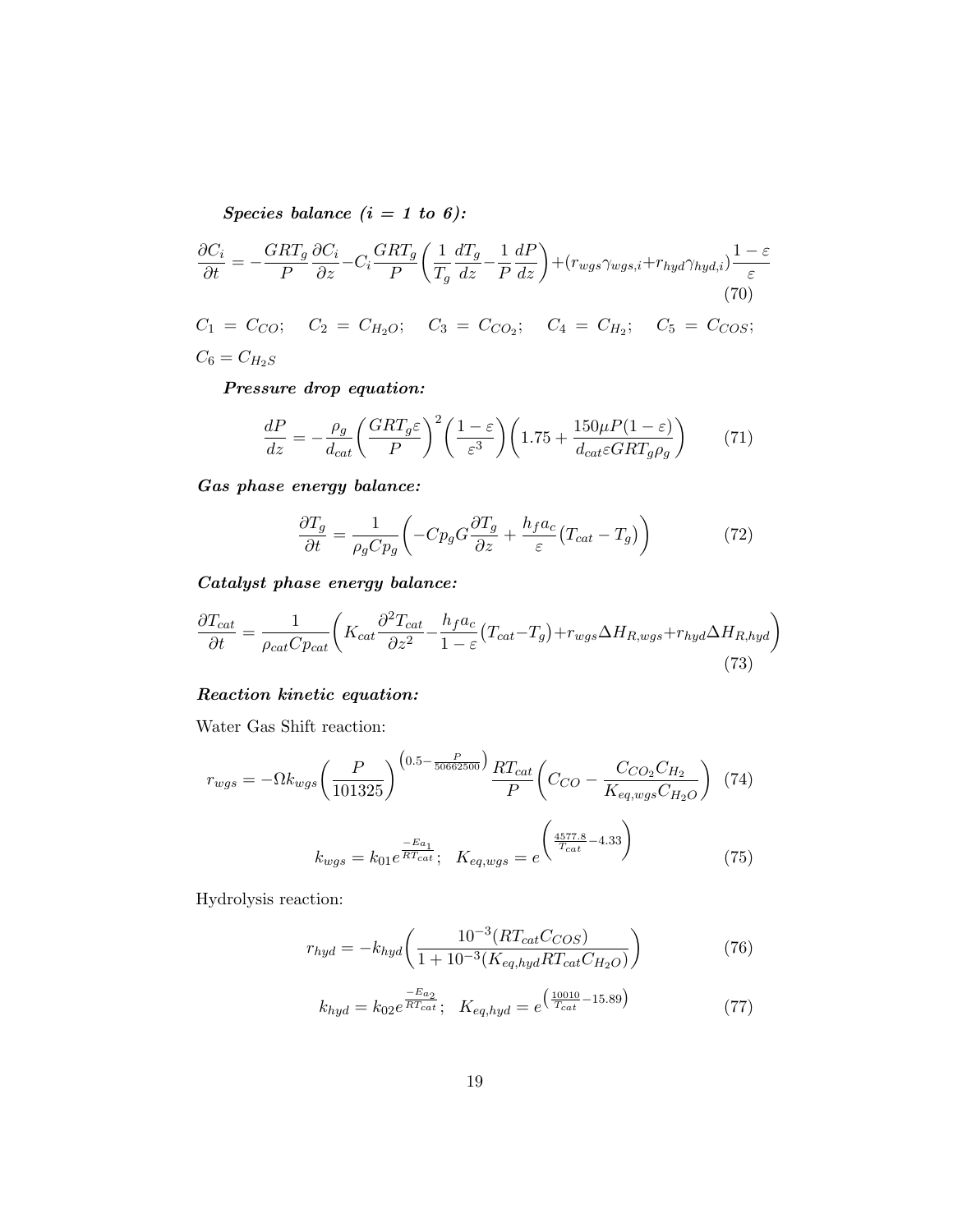***Species balance (i = 1 to 6):***

$$\frac{\partial C_i}{\partial t} = -\frac{GRT_g}{P}\frac{\partial C_i}{\partial z} - C_i \frac{GRT_g}{P}\left(\frac{1}{T_g}\frac{dT_g}{dz} - \frac{1}{P}\frac{dP}{dz}\right) + (r_{wgs}\gamma_{wgs,i} + r_{hyd}\gamma_{hyd,i})\frac{1-\varepsilon}{\varepsilon} \tag{70}$$

$C_1 = C_{CO}$; $C_2 = C_{H_2O}$; $C_3 = C_{CO_2}$; $C_4 = C_{H_2}$; $C_5 = C_{COS}$; $C_6 = C_{H_2S}$

***Pressure drop equation:***

$$\frac{dP}{dz} = -\frac{\rho_g}{d_{cat}}\left(\frac{GRT_g\varepsilon}{P}\right)^2\left(\frac{1-\varepsilon}{\varepsilon^3}\right)\left(1.75 + \frac{150\mu P(1-\varepsilon)}{d_{cat}\varepsilon GRT_g\rho_g}\right) \tag{71}$$

***Gas phase energy balance:***

$$\frac{\partial T_g}{\partial t} = \frac{1}{\rho_g Cp_g}\left(-Cp_g G\frac{\partial T_g}{\partial z} + \frac{h_f a_c}{\varepsilon}(T_{cat} - T_g)\right) \tag{72}$$

***Catalyst phase energy balance:***

$$\frac{\partial T_{cat}}{\partial t} = \frac{1}{\rho_{cat}Cp_{cat}}\left(K_{cat}\frac{\partial^2 T_{cat}}{\partial z^2} - \frac{h_f a_c}{1-\varepsilon}(T_{cat} - T_g) + r_{wgs}\Delta H_{R,wgs} + r_{hyd}\Delta H_{R,hyd}\right) \tag{73}$$

***Reaction kinetic equation:***

Water Gas Shift reaction:

$$r_{wgs} = -\Omega k_{wgs}\left(\frac{P}{101325}\right)^{\left(0.5 - \frac{P}{50662500}\right)}\frac{RT_{cat}}{P}\left(C_{CO} - \frac{C_{CO_2}C_{H_2}}{K_{eq,wgs}C_{H_2O}}\right) \tag{74}$$

$$k_{wgs} = k_{01}e^{\frac{-Ea_1}{RT_{cat}}}; \quad K_{eq,wgs} = e^{\left(\frac{4577.8}{T_{cat}} - 4.33\right)} \tag{75}$$

Hydrolysis reaction:

$$r_{hyd} = -k_{hyd}\left(\frac{10^{-3}(RT_{cat}C_{COS})}{1 + 10^{-3}(K_{eq,hyd}RT_{cat}C_{H_2O})}\right) \tag{76}$$

$$k_{hyd} = k_{02}e^{\frac{-Ea_2}{RT_{cat}}}; \quad K_{eq,hyd} = e^{\left(\frac{10010}{T_{cat}} - 15.89\right)} \tag{77}$$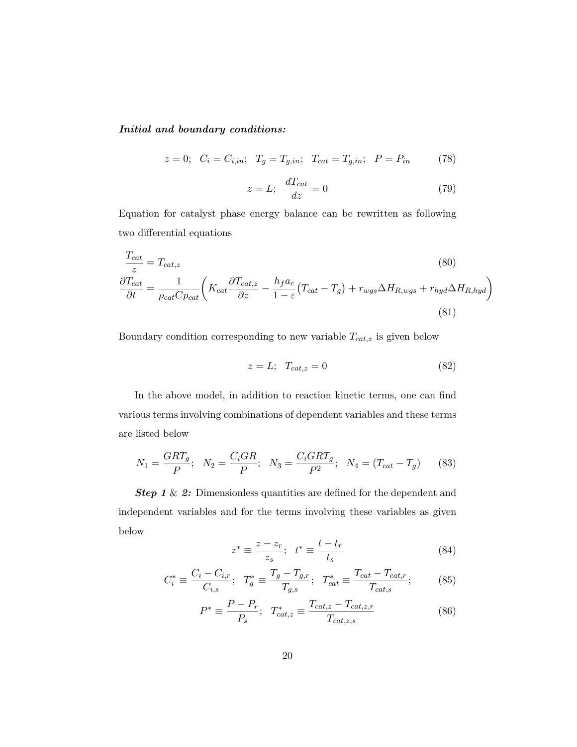***Initial and boundary conditions:***

$$z = 0; \quad C_i = C_{i,in}; \quad T_g = T_{g,in}; \quad T_{cat} = T_{g,in}; \quad P = P_{in} \tag{78}$$

$$z = L; \quad \frac{dT_{cat}}{dz} = 0 \tag{79}$$

Equation for catalyst phase energy balance can be rewritten as following two differential equations

$$\frac{T_{cat}}{z} = T_{cat,z} \tag{80}$$

$$\frac{\partial T_{cat}}{\partial t} = \frac{1}{\rho_{cat} Cp_{cat}} \left( K_{cat} \frac{\partial T_{cat,z}}{\partial z} - \frac{h_f a_c}{1-\varepsilon} \big(T_{cat} - T_g\big) + r_{wgs} \Delta H_{R,wgs} + r_{hyd} \Delta H_{R,hyd} \right) \tag{81}$$

Boundary condition corresponding to new variable $T_{cat,z}$ is given below

$$z = L; \quad T_{cat,z} = 0 \tag{82}$$

In the above model, in addition to reaction kinetic terms, one can find various terms involving combinations of dependent variables and these terms are listed below

$$N_1 = \frac{GRT_g}{P}; \quad N_2 = \frac{C_i GR}{P}; \quad N_3 = \frac{C_i GRT_g}{P^2}; \quad N_4 = (T_{cat} - T_g) \tag{83}$$

***Step 1*** & ***2:*** Dimensionless quantities are defined for the dependent and independent variables and for the terms involving these variables as given below

$$z^* \equiv \frac{z - z_r}{z_s}; \quad t^* \equiv \frac{t - t_r}{t_s} \tag{84}$$

$$C_i^* \equiv \frac{C_i - C_{i,r}}{C_{i,s}}; \quad T_g^* \equiv \frac{T_g - T_{g,r}}{T_{g,s}}; \quad T_{cat}^* \equiv \frac{T_{cat} - T_{cat,r}}{T_{cat,s}}; \tag{85}$$

$$P^* \equiv \frac{P - P_r}{P_s}; \quad T_{cat,z}^* \equiv \frac{T_{cat,z} - T_{cat,z,r}}{T_{cat,z,s}} \tag{86}$$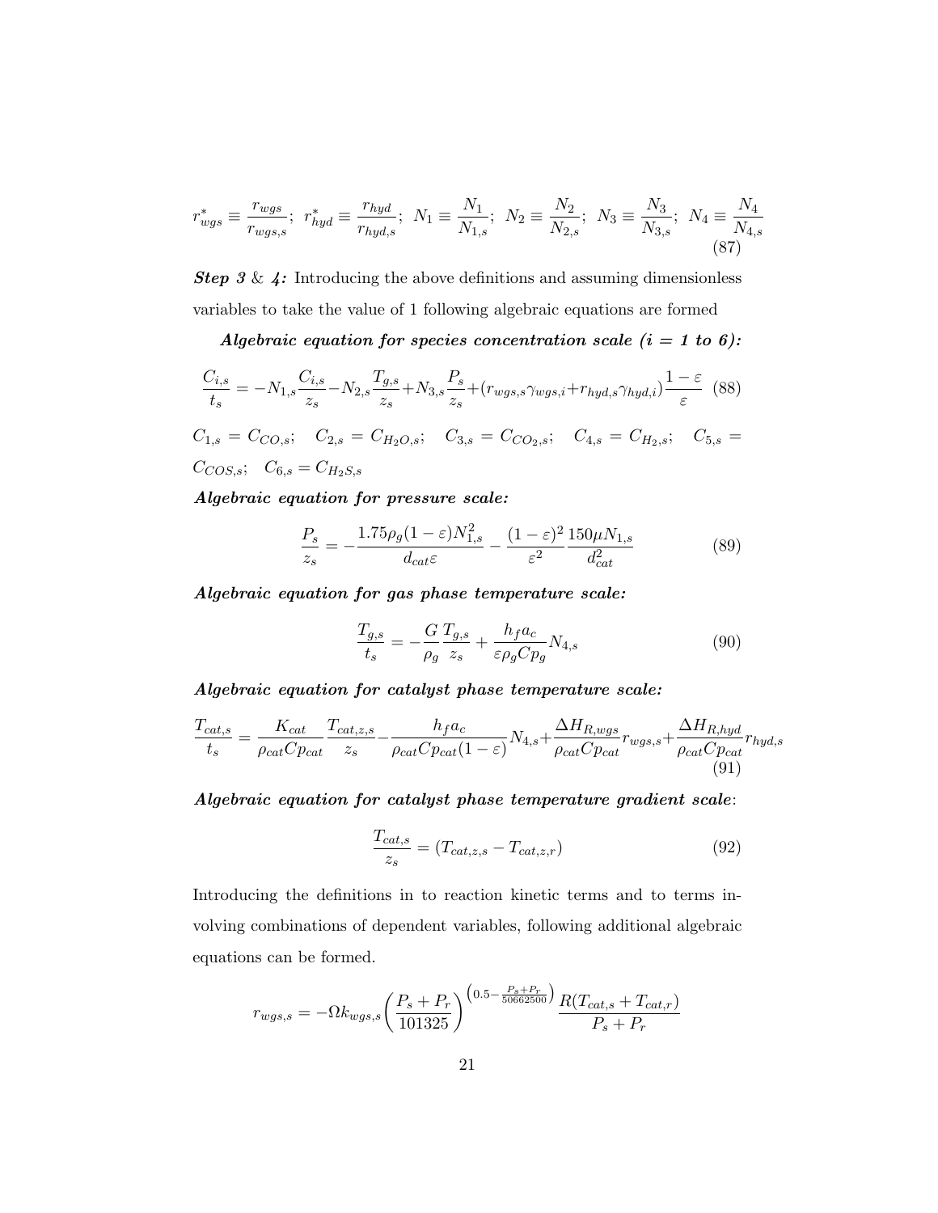$$r_{wgs}^* \equiv \frac{r_{wgs}}{r_{wgs,s}}; \;\; r_{hyd}^* \equiv \frac{r_{hyd}}{r_{hyd,s}}; \;\; N_1 \equiv \frac{N_1}{N_{1,s}}; \;\; N_2 \equiv \frac{N_2}{N_{2,s}}; \;\; N_3 \equiv \frac{N_3}{N_{3,s}}; \;\; N_4 \equiv \frac{N_4}{N_{4,s}} \tag{87}$$

***Step 3*** & ***4:*** Introducing the above definitions and assuming dimensionless variables to take the value of 1 following algebraic equations are formed

***Algebraic equation for species concentration scale (i = 1 to 6):***

$$\frac{C_{i,s}}{t_s} = -N_{1,s}\frac{C_{i,s}}{z_s} - N_{2,s}\frac{T_{g,s}}{z_s} + N_{3,s}\frac{P_s}{z_s} + (r_{wgs,s}\gamma_{wgs,i} + r_{hyd,s}\gamma_{hyd,i})\frac{1-\varepsilon}{\varepsilon} \tag{88}$$

$C_{1,s} = C_{CO,s}$; $C_{2,s} = C_{H_2O,s}$; $C_{3,s} = C_{CO_2,s}$; $C_{4,s} = C_{H_2,s}$; $C_{5,s} = C_{COS,s}$; $C_{6,s} = C_{H_2S,s}$

***Algebraic equation for pressure scale:***

$$\frac{P_s}{z_s} = -\frac{1.75\rho_g(1-\varepsilon)N_{1,s}^2}{d_{cat}\varepsilon} - \frac{(1-\varepsilon)^2}{\varepsilon^2}\frac{150\mu N_{1,s}}{d_{cat}^2} \tag{89}$$

***Algebraic equation for gas phase temperature scale:***

$$\frac{T_{g,s}}{t_s} = -\frac{G}{\rho_g}\frac{T_{g,s}}{z_s} + \frac{h_f a_c}{\varepsilon\rho_g Cp_g}N_{4,s} \tag{90}$$

***Algebraic equation for catalyst phase temperature scale:***

$$\frac{T_{cat,s}}{t_s} = \frac{K_{cat}}{\rho_{cat}Cp_{cat}}\frac{T_{cat,z,s}}{z_s} - \frac{h_f a_c}{\rho_{cat}Cp_{cat}(1-\varepsilon)}N_{4,s} + \frac{\Delta H_{R,wgs}}{\rho_{cat}Cp_{cat}}r_{wgs,s} + \frac{\Delta H_{R,hyd}}{\rho_{cat}Cp_{cat}}r_{hyd,s} \tag{91}$$

***Algebraic equation for catalyst phase temperature gradient scale***:

$$\frac{T_{cat,s}}{z_s} = (T_{cat,z,s} - T_{cat,z,r}) \tag{92}$$

Introducing the definitions in to reaction kinetic terms and to terms involving combinations of dependent variables, following additional algebraic equations can be formed.

$$r_{wgs,s} = -\Omega k_{wgs,s}\left(\frac{P_s + P_r}{101325}\right)^{\left(0.5 - \frac{P_s + P_r}{50662500}\right)} \frac{R(T_{cat,s} + T_{cat,r})}{P_s + P_r}$$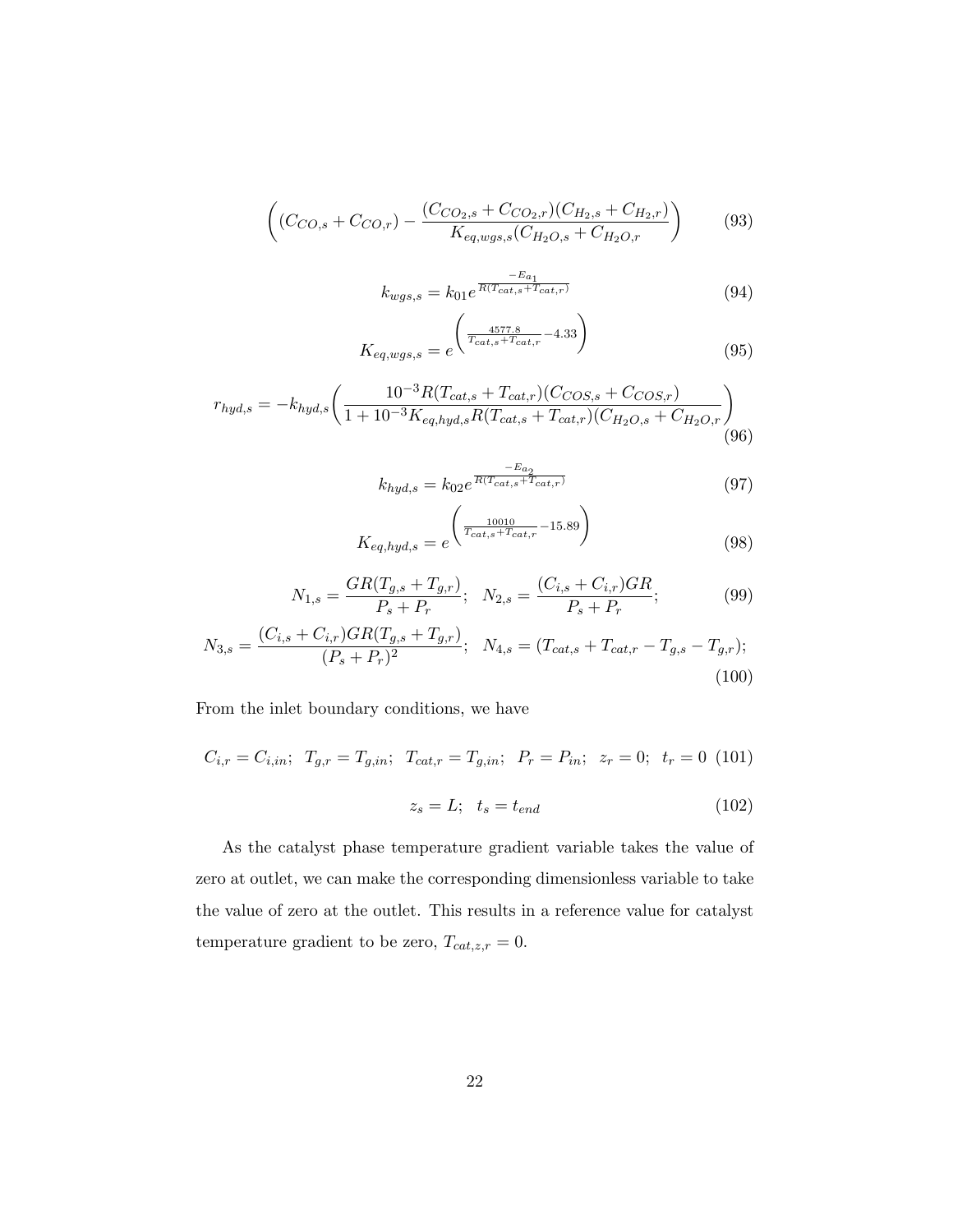$$\left( (C_{CO,s} + C_{CO,r}) - \frac{(C_{CO_2,s} + C_{CO_2,r})(C_{H_2,s} + C_{H_2,r})}{K_{eq,wgs,s}(C_{H_2O,s} + C_{H_2O,r}} \right) \tag{93}$$

$$k_{wgs,s} = k_{01} e^{\frac{-E_{a_1}}{R(T_{cat,s}+T_{cat,r})}} \tag{94}$$

$$K_{eq,wgs,s} = e^{\left( \frac{4577.8}{T_{cat,s}+T_{cat,r}} - 4.33 \right)} \tag{95}$$

$$r_{hyd,s} = -k_{hyd,s} \left( \frac{10^{-3} R(T_{cat,s} + T_{cat,r})(C_{COS,s} + C_{COS,r})}{1 + 10^{-3} K_{eq,hyd,s} R(T_{cat,s} + T_{cat,r})(C_{H_2O,s} + C_{H_2O,r}} \right) \tag{96}$$

$$k_{hyd,s} = k_{02} e^{\frac{-E_{a_2}}{R(T_{cat,s}+T_{cat,r})}} \tag{97}$$

$$K_{eq,hyd,s} = e^{\left( \frac{10010}{T_{cat,s}+T_{cat,r}} - 15.89 \right)} \tag{98}$$

$$N_{1,s} = \frac{GR(T_{g,s} + T_{g,r})}{P_s + P_r}; \quad N_{2,s} = \frac{(C_{i,s} + C_{i,r})GR}{P_s + P_r}; \tag{99}$$

$$N_{3,s} = \frac{(C_{i,s} + C_{i,r})GR(T_{g,s} + T_{g,r})}{(P_s + P_r)^2}; \quad N_{4,s} = (T_{cat,s} + T_{cat,r} - T_{g,s} - T_{g,r}); \tag{100}$$

From the inlet boundary conditions, we have

$$C_{i,r} = C_{i,in}; \;\; T_{g,r} = T_{g,in}; \;\; T_{cat,r} = T_{g,in}; \;\; P_r = P_{in}; \;\; z_r = 0; \;\; t_r = 0 \tag{101}$$

$$z_s = L; \quad t_s = t_{end} \tag{102}$$

As the catalyst phase temperature gradient variable takes the value of zero at outlet, we can make the corresponding dimensionless variable to take the value of zero at the outlet. This results in a reference value for catalyst temperature gradient to be zero, $T_{cat,z,r} = 0$.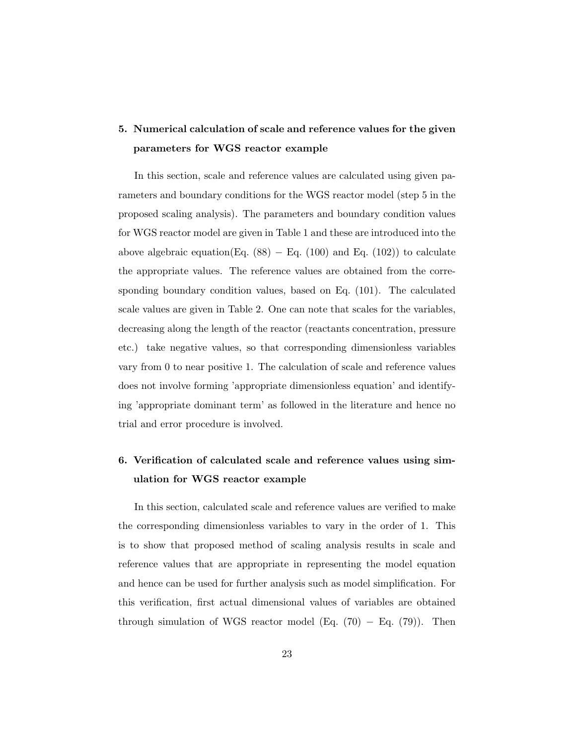## 5. Numerical calculation of scale and reference values for the given parameters for WGS reactor example

In this section, scale and reference values are calculated using given parameters and boundary conditions for the WGS reactor model (step 5 in the proposed scaling analysis). The parameters and boundary condition values for WGS reactor model are given in Table 1 and these are introduced into the above algebraic equation(Eq. (88) − Eq. (100) and Eq. (102)) to calculate the appropriate values. The reference values are obtained from the corresponding boundary condition values, based on Eq. (101). The calculated scale values are given in Table 2. One can note that scales for the variables, decreasing along the length of the reactor (reactants concentration, pressure etc.) take negative values, so that corresponding dimensionless variables vary from 0 to near positive 1. The calculation of scale and reference values does not involve forming 'appropriate dimensionless equation' and identifying 'appropriate dominant term' as followed in the literature and hence no trial and error procedure is involved.

## 6. Verification of calculated scale and reference values using simulation for WGS reactor example

In this section, calculated scale and reference values are verified to make the corresponding dimensionless variables to vary in the order of 1. This is to show that proposed method of scaling analysis results in scale and reference values that are appropriate in representing the model equation and hence can be used for further analysis such as model simplification. For this verification, first actual dimensional values of variables are obtained through simulation of WGS reactor model (Eq. (70) − Eq. (79)). Then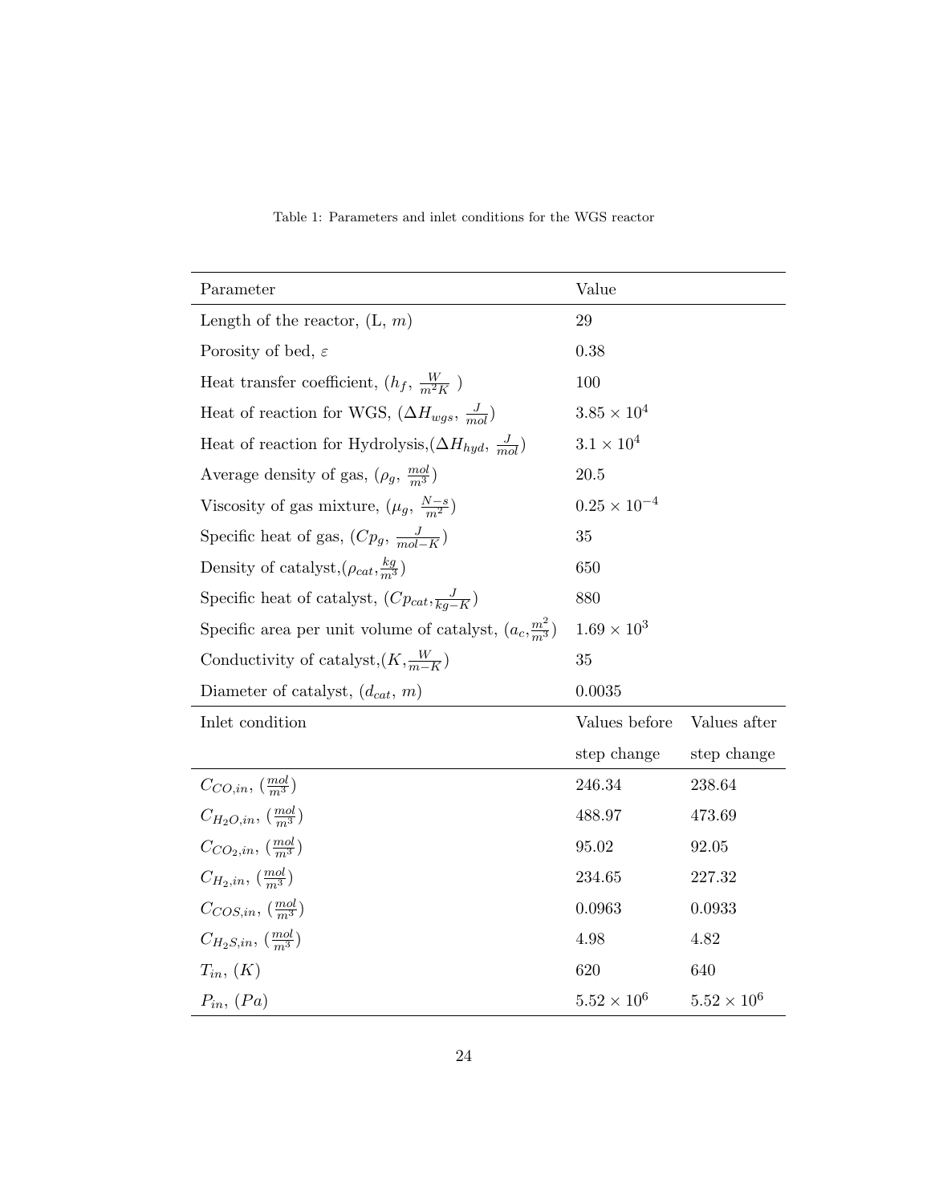Table 1: Parameters and inlet conditions for the WGS reactor

| Parameter | Value | |
|---|---|---|
| Length of the reactor, (L, $m$) | 29 | |
| Porosity of bed, $\varepsilon$ | 0.38 | |
| Heat transfer coefficient, ($h_f$, $\frac{W}{m^2K}$ ) | 100 | |
| Heat of reaction for WGS, ($\Delta H_{wgs}$, $\frac{J}{mol}$) | $3.85 \times 10^4$ | |
| Heat of reaction for Hydrolysis,($\Delta H_{hyd}$, $\frac{J}{mol}$) | $3.1 \times 10^4$ | |
| Average density of gas, ($\rho_g$, $\frac{mol}{m^3}$) | 20.5 | |
| Viscosity of gas mixture, ($\mu_g$, $\frac{N-s}{m^2}$) | $0.25 \times 10^{-4}$ | |
| Specific heat of gas, ($Cp_g$, $\frac{J}{mol-K}$) | 35 | |
| Density of catalyst,($\rho_{cat}$,$\frac{kg}{m^3}$) | 650 | |
| Specific heat of catalyst, ($Cp_{cat}$,$\frac{J}{kg-K}$) | 880 | |
| Specific area per unit volume of catalyst, ($a_c$,$\frac{m^2}{m^3}$) | $1.69 \times 10^3$ | |
| Conductivity of catalyst,($K$,$\frac{W}{m-K}$) | 35 | |
| Diameter of catalyst, ($d_{cat}$, $m$) | 0.0035 | |
| **Inlet condition** | **Values before step change** | **Values after step change** |
| $C_{CO,in}$, ($\frac{mol}{m^3}$) | 246.34 | 238.64 |
| $C_{H_2O,in}$, ($\frac{mol}{m^3}$) | 488.97 | 473.69 |
| $C_{CO_2,in}$, ($\frac{mol}{m^3}$) | 95.02 | 92.05 |
| $C_{H_2,in}$, ($\frac{mol}{m^3}$) | 234.65 | 227.32 |
| $C_{COS,in}$, ($\frac{mol}{m^3}$) | 0.0963 | 0.0933 |
| $C_{H_2S,in}$, ($\frac{mol}{m^3}$) | 4.98 | 4.82 |
| $T_{in}$, ($K$) | 620 | 640 |
| $P_{in}$, ($Pa$) | $5.52 \times 10^6$ | $5.52 \times 10^6$ |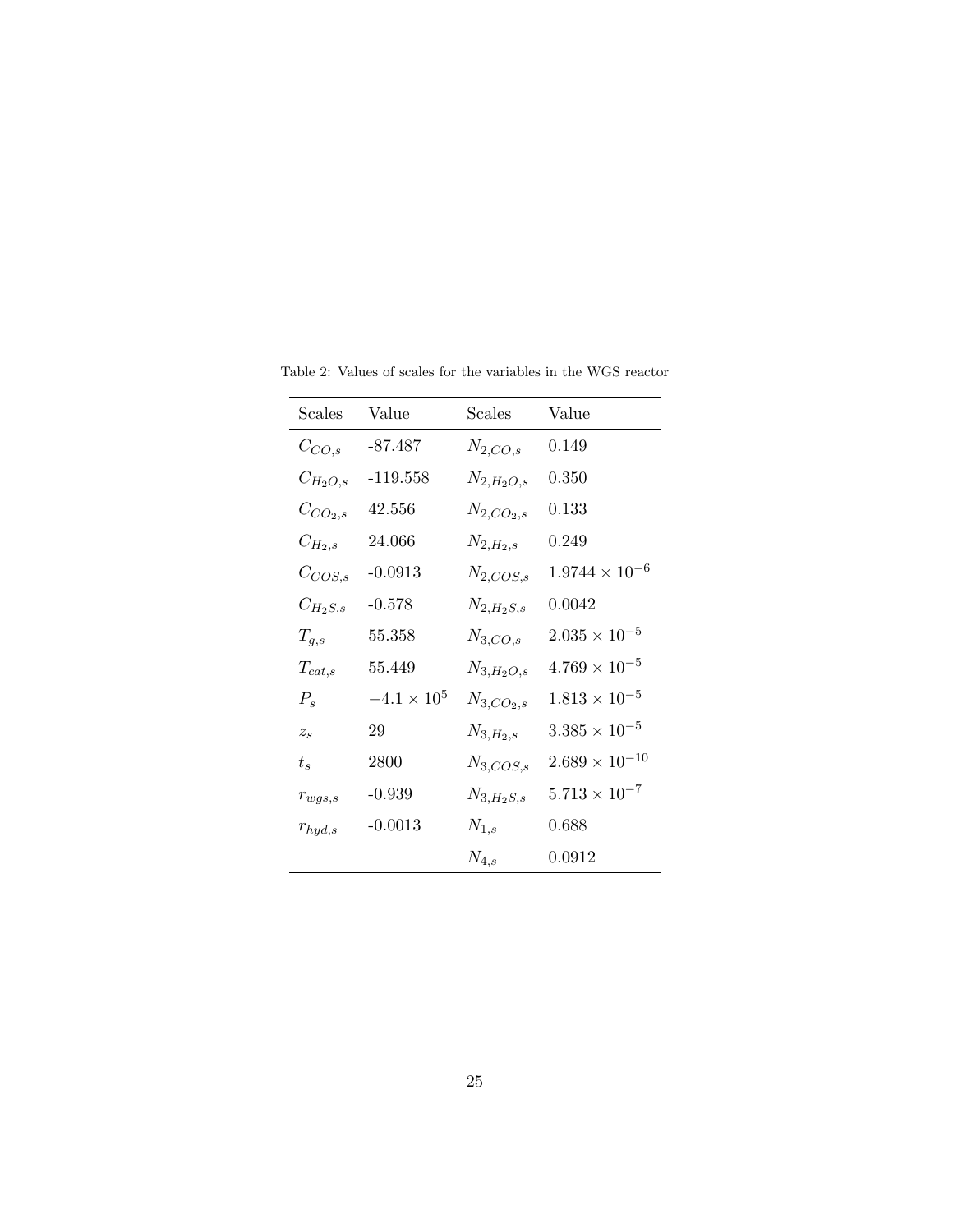Table 2: Values of scales for the variables in the WGS reactor

| Scales | Value | Scales | Value |
|---|---|---|---|
| $C_{CO,s}$ | -87.487 | $N_{2,CO,s}$ | 0.149 |
| $C_{H_2O,s}$ | -119.558 | $N_{2,H_2O,s}$ | 0.350 |
| $C_{CO_2,s}$ | 42.556 | $N_{2,CO_2,s}$ | 0.133 |
| $C_{H_2,s}$ | 24.066 | $N_{2,H_2,s}$ | 0.249 |
| $C_{COS,s}$ | -0.0913 | $N_{2,COS,s}$ | $1.9744 \times 10^{-6}$ |
| $C_{H_2S,s}$ | -0.578 | $N_{2,H_2S,s}$ | 0.0042 |
| $T_{g,s}$ | 55.358 | $N_{3,CO,s}$ | $2.035 \times 10^{-5}$ |
| $T_{cat,s}$ | 55.449 | $N_{3,H_2O,s}$ | $4.769 \times 10^{-5}$ |
| $P_s$ | $-4.1 \times 10^5$ | $N_{3,CO_2,s}$ | $1.813 \times 10^{-5}$ |
| $z_s$ | 29 | $N_{3,H_2,s}$ | $3.385 \times 10^{-5}$ |
| $t_s$ | 2800 | $N_{3,COS,s}$ | $2.689 \times 10^{-10}$ |
| $r_{wgs,s}$ | -0.939 | $N_{3,H_2S,s}$ | $5.713 \times 10^{-7}$ |
| $r_{hyd,s}$ | -0.0013 | $N_{1,s}$ | 0.688 |
| | | $N_{4,s}$ | 0.0912 |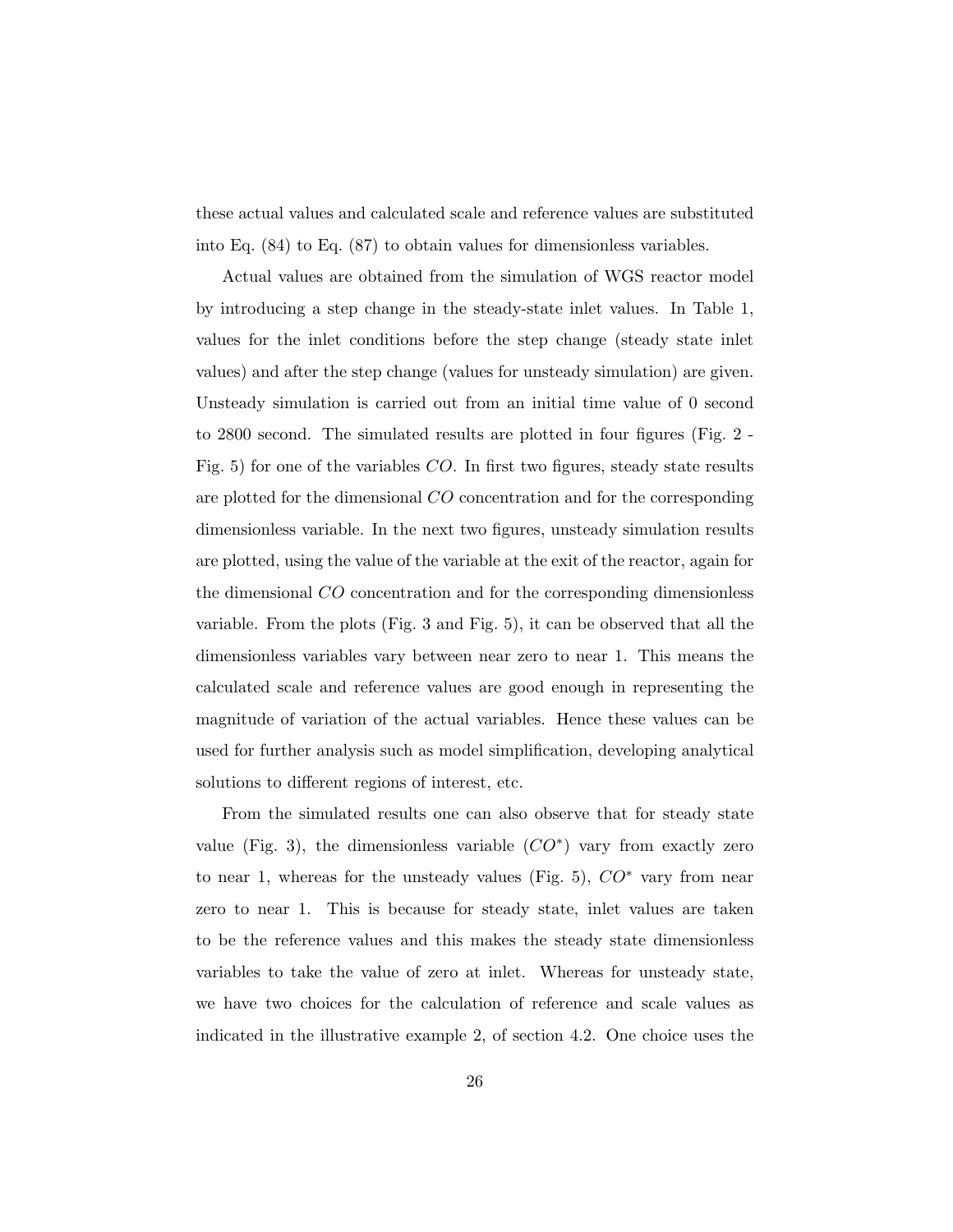these actual values and calculated scale and reference values are substituted into Eq. (84) to Eq. (87) to obtain values for dimensionless variables.

Actual values are obtained from the simulation of WGS reactor model by introducing a step change in the steady-state inlet values. In Table 1, values for the inlet conditions before the step change (steady state inlet values) and after the step change (values for unsteady simulation) are given. Unsteady simulation is carried out from an initial time value of 0 second to 2800 second. The simulated results are plotted in four figures (Fig. 2 - Fig. 5) for one of the variables $CO$. In first two figures, steady state results are plotted for the dimensional $CO$ concentration and for the corresponding dimensionless variable. In the next two figures, unsteady simulation results are plotted, using the value of the variable at the exit of the reactor, again for the dimensional $CO$ concentration and for the corresponding dimensionless variable. From the plots (Fig. 3 and Fig. 5), it can be observed that all the dimensionless variables vary between near zero to near 1. This means the calculated scale and reference values are good enough in representing the magnitude of variation of the actual variables. Hence these values can be used for further analysis such as model simplification, developing analytical solutions to different regions of interest, etc.

From the simulated results one can also observe that for steady state value (Fig. 3), the dimensionless variable ($CO^*$) vary from exactly zero to near 1, whereas for the unsteady values (Fig. 5), $CO^*$ vary from near zero to near 1. This is because for steady state, inlet values are taken to be the reference values and this makes the steady state dimensionless variables to take the value of zero at inlet. Whereas for unsteady state, we have two choices for the calculation of reference and scale values as indicated in the illustrative example 2, of section 4.2. One choice uses the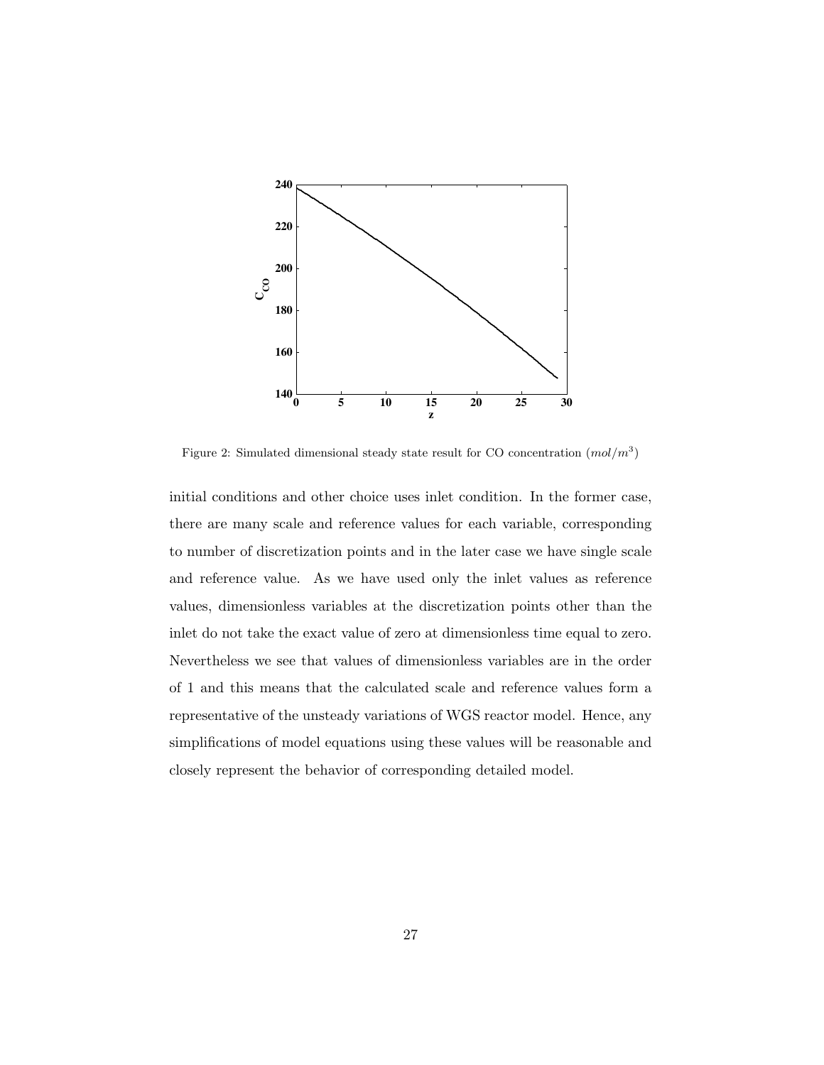Figure 2: Simulated dimensional steady state result for CO concentration ($mol/m^3$)

initial conditions and other choice uses inlet condition. In the former case, there are many scale and reference values for each variable, corresponding to number of discretization points and in the later case we have single scale and reference value. As we have used only the inlet values as reference values, dimensionless variables at the discretization points other than the inlet do not take the exact value of zero at dimensionless time equal to zero. Nevertheless we see that values of dimensionless variables are in the order of 1 and this means that the calculated scale and reference values form a representative of the unsteady variations of WGS reactor model. Hence, any simplifications of model equations using these values will be reasonable and closely represent the behavior of corresponding detailed model.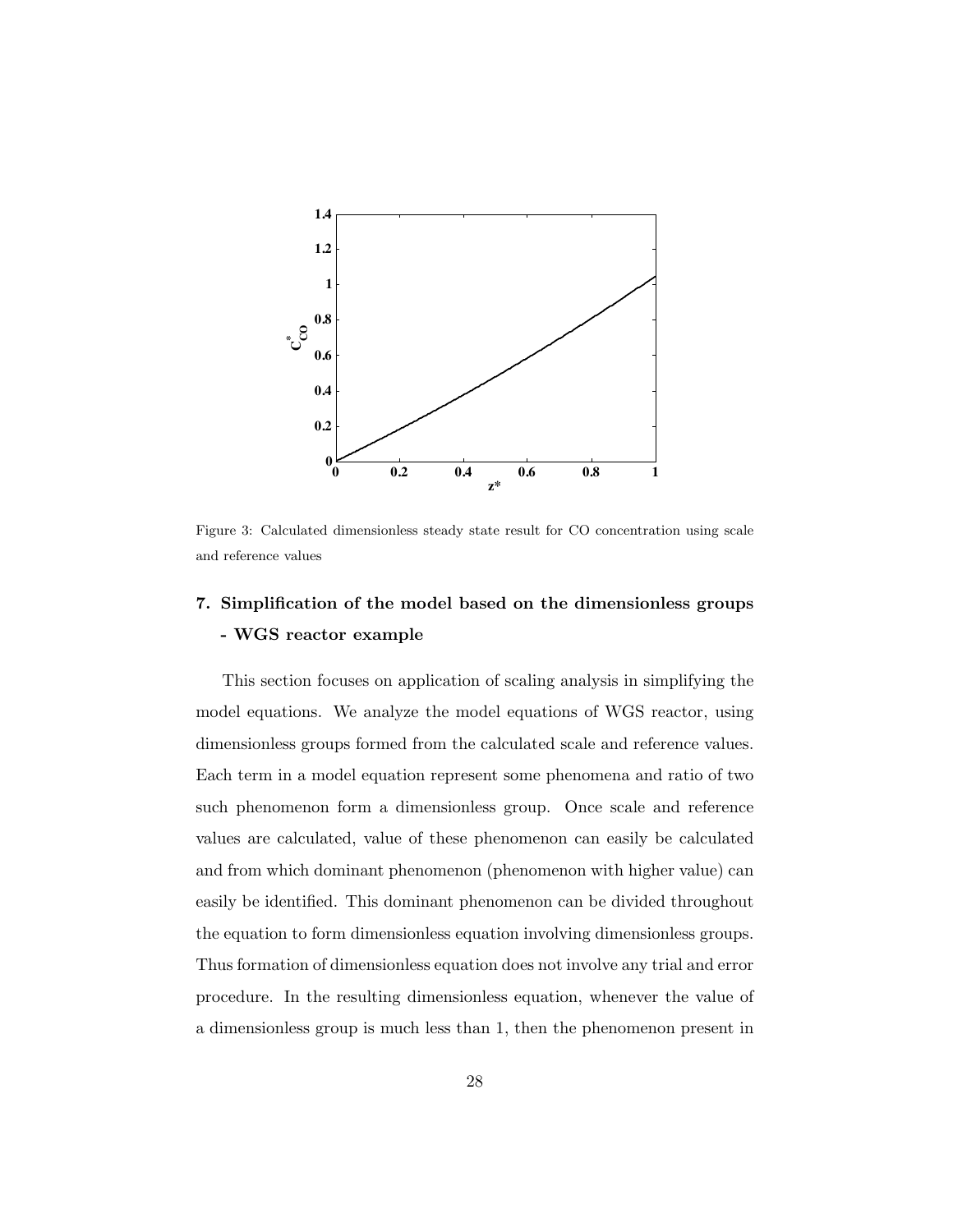Figure 3: Calculated dimensionless steady state result for CO concentration using scale and reference values

## 7. Simplification of the model based on the dimensionless groups - WGS reactor example

This section focuses on application of scaling analysis in simplifying the model equations. We analyze the model equations of WGS reactor, using dimensionless groups formed from the calculated scale and reference values. Each term in a model equation represent some phenomena and ratio of two such phenomenon form a dimensionless group. Once scale and reference values are calculated, value of these phenomenon can easily be calculated and from which dominant phenomenon (phenomenon with higher value) can easily be identified. This dominant phenomenon can be divided throughout the equation to form dimensionless equation involving dimensionless groups. Thus formation of dimensionless equation does not involve any trial and error procedure. In the resulting dimensionless equation, whenever the value of a dimensionless group is much less than 1, then the phenomenon present in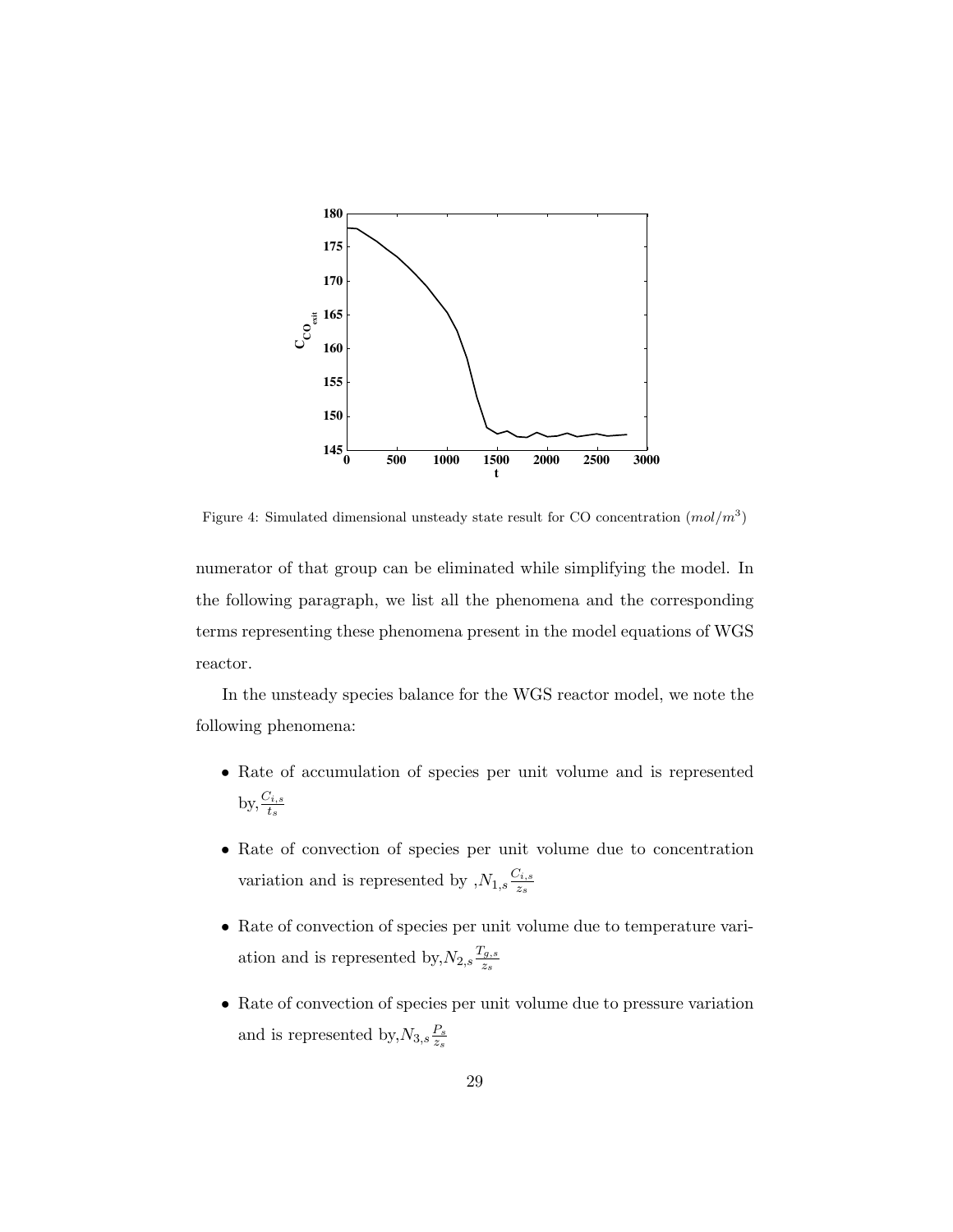Figure 4: Simulated dimensional unsteady state result for CO concentration ($mol/m^3$)

numerator of that group can be eliminated while simplifying the model. In the following paragraph, we list all the phenomena and the corresponding terms representing these phenomena present in the model equations of WGS reactor.

In the unsteady species balance for the WGS reactor model, we note the following phenomena:

- Rate of accumulation of species per unit volume and is represented by,$\frac{C_{i,s}}{t_s}$
- Rate of convection of species per unit volume due to concentration variation and is represented by ,$N_{1,s}\frac{C_{i,s}}{z_s}$
- Rate of convection of species per unit volume due to temperature variation and is represented by,$N_{2,s}\frac{T_{g,s}}{z_s}$
- Rate of convection of species per unit volume due to pressure variation and is represented by,$N_{3,s}\frac{P_s}{z_s}$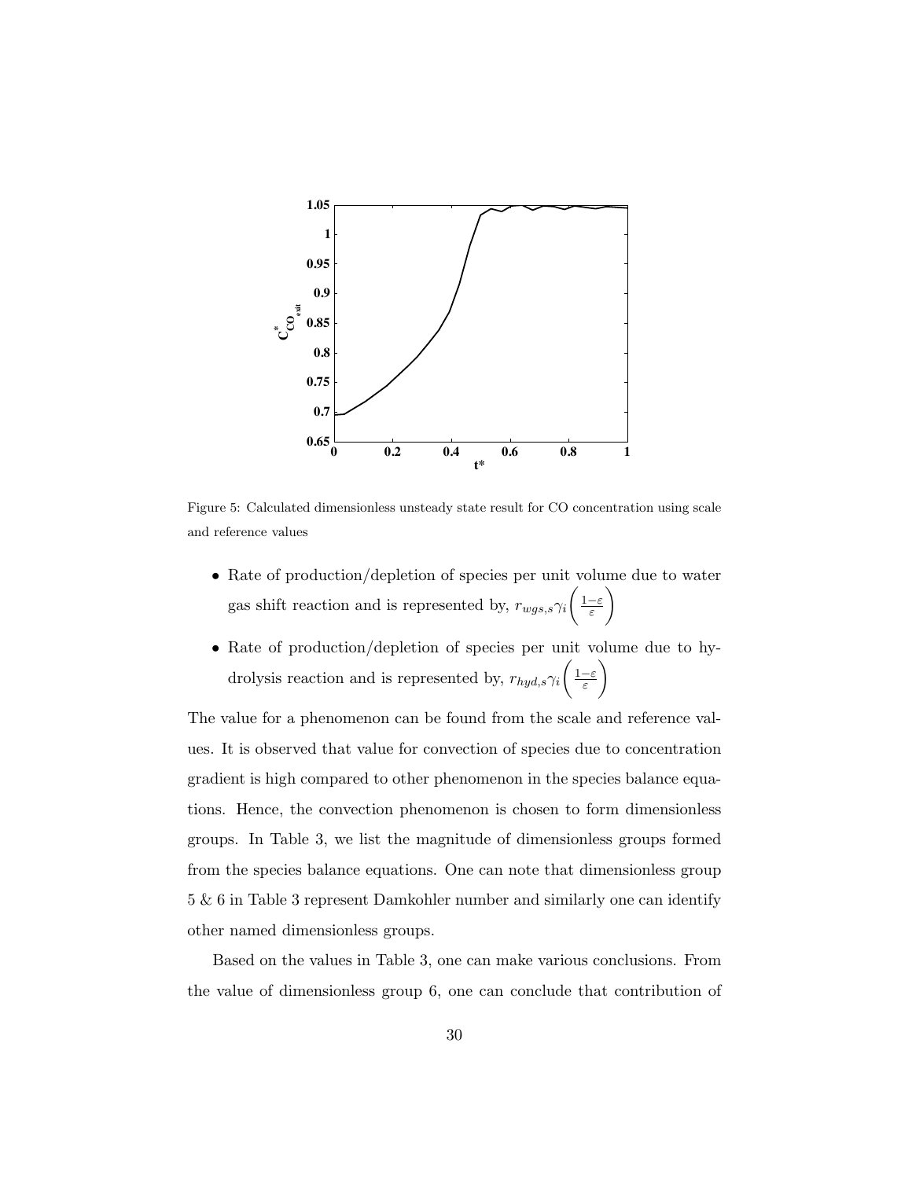Figure 5: Calculated dimensionless unsteady state result for CO concentration using scale and reference values

- Rate of production/depletion of species per unit volume due to water gas shift reaction and is represented by, $r_{wgs,s}\gamma_i\left(\frac{1-\varepsilon}{\varepsilon}\right)$
- Rate of production/depletion of species per unit volume due to hydrolysis reaction and is represented by, $r_{hyd,s}\gamma_i\left(\frac{1-\varepsilon}{\varepsilon}\right)$

The value for a phenomenon can be found from the scale and reference values. It is observed that value for convection of species due to concentration gradient is high compared to other phenomenon in the species balance equations. Hence, the convection phenomenon is chosen to form dimensionless groups. In Table 3, we list the magnitude of dimensionless groups formed from the species balance equations. One can note that dimensionless group 5 & 6 in Table 3 represent Damkohler number and similarly one can identify other named dimensionless groups.

Based on the values in Table 3, one can make various conclusions. From the value of dimensionless group 6, one can conclude that contribution of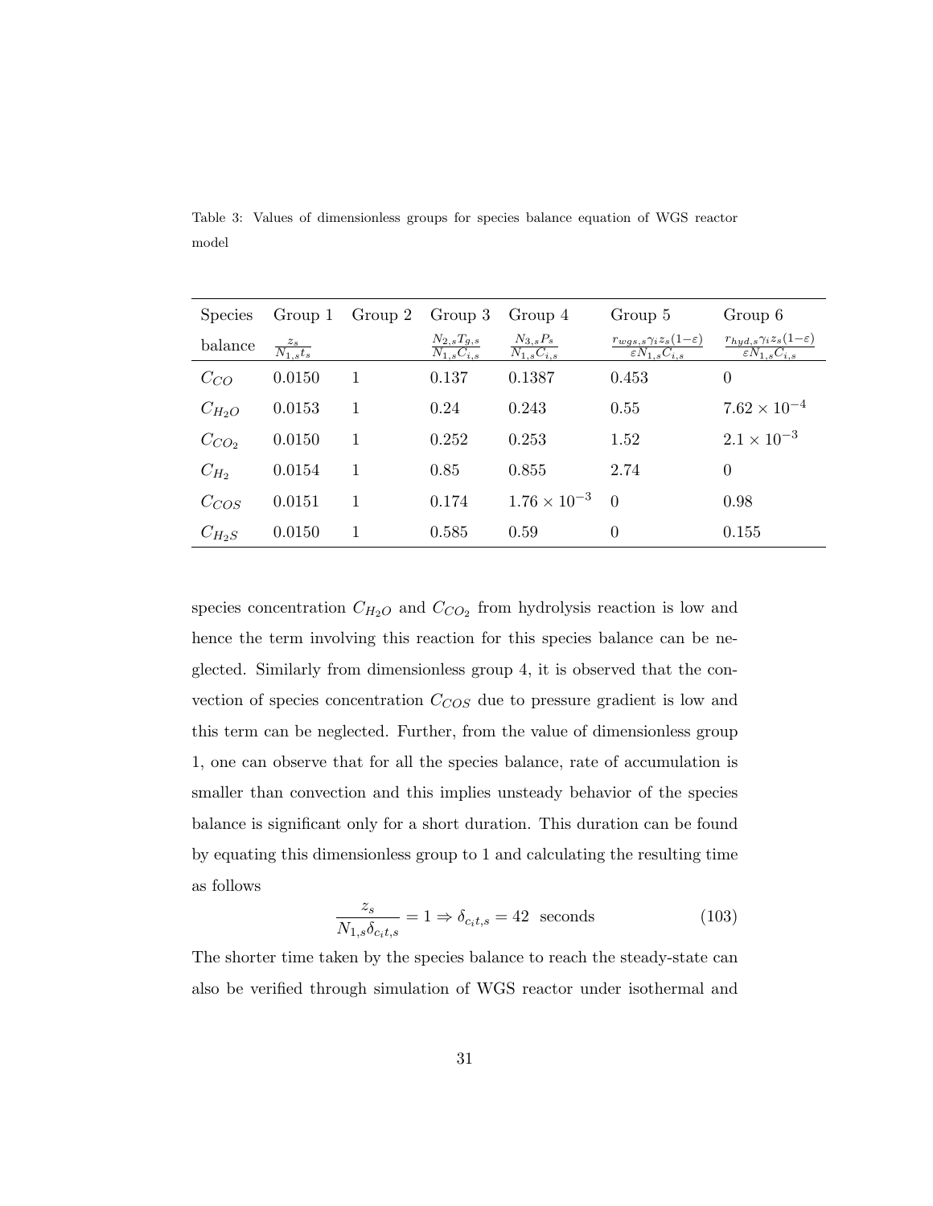Table 3: Values of dimensionless groups for species balance equation of WGS reactor model

| Species balance | Group 1 $\frac{z_s}{N_{1,s}t_s}$ | Group 2 | Group 3 $\frac{N_{2,s}T_{g,s}}{N_{1,s}C_{i,s}}$ | Group 4 $\frac{N_{3,s}P_s}{N_{1,s}C_{i,s}}$ | Group 5 $\frac{r_{wgs,s}\gamma_i z_s(1-\varepsilon)}{\varepsilon N_{1,s}C_{i,s}}$ | Group 6 $\frac{r_{hyd,s}\gamma_i z_s(1-\varepsilon)}{\varepsilon N_{1,s}C_{i,s}}$ |
|---|---|---|---|---|---|---|
| $C_{CO}$ | 0.0150 | 1 | 0.137 | 0.1387 | 0.453 | 0 |
| $C_{H_2O}$ | 0.0153 | 1 | 0.24 | 0.243 | 0.55 | $7.62 \times 10^{-4}$ |
| $C_{CO_2}$ | 0.0150 | 1 | 0.252 | 0.253 | 1.52 | $2.1 \times 10^{-3}$ |
| $C_{H_2}$ | 0.0154 | 1 | 0.85 | 0.855 | 2.74 | 0 |
| $C_{COS}$ | 0.0151 | 1 | 0.174 | $1.76 \times 10^{-3}$ | 0 | 0.98 |
| $C_{H_2S}$ | 0.0150 | 1 | 0.585 | 0.59 | 0 | 0.155 |

species concentration $C_{H_2O}$ and $C_{CO_2}$ from hydrolysis reaction is low and hence the term involving this reaction for this species balance can be neglected. Similarly from dimensionless group 4, it is observed that the convection of species concentration $C_{COS}$ due to pressure gradient is low and this term can be neglected. Further, from the value of dimensionless group 1, one can observe that for all the species balance, rate of accumulation is smaller than convection and this implies unsteady behavior of the species balance is significant only for a short duration. This duration can be found by equating this dimensionless group to 1 and calculating the resulting time as follows

$$\frac{z_s}{N_{1,s}\delta_{c_it,s}} = 1 \Rightarrow \delta_{c_it,s} = 42 \text{ seconds} \tag{103}$$

The shorter time taken by the species balance to reach the steady-state can also be verified through simulation of WGS reactor under isothermal and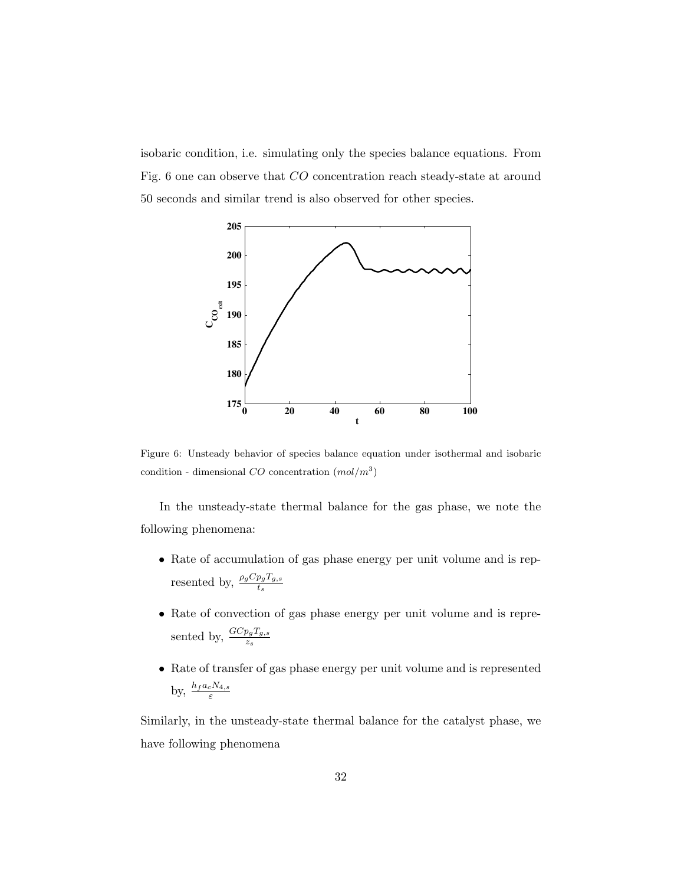isobaric condition, i.e. simulating only the species balance equations. From Fig. 6 one can observe that $CO$ concentration reach steady-state at around 50 seconds and similar trend is also observed for other species.

Figure 6: Unsteady behavior of species balance equation under isothermal and isobaric condition - dimensional $CO$ concentration ($mol/m^3$)

In the unsteady-state thermal balance for the gas phase, we note the following phenomena:

- Rate of accumulation of gas phase energy per unit volume and is represented by, $\frac{\rho_g C p_g T_{g,s}}{t_s}$
- Rate of convection of gas phase energy per unit volume and is represented by, $\frac{G C p_g T_{g,s}}{z_s}$
- Rate of transfer of gas phase energy per unit volume and is represented by, $\frac{h_f a_c N_{4,s}}{\varepsilon}$

Similarly, in the unsteady-state thermal balance for the catalyst phase, we have following phenomena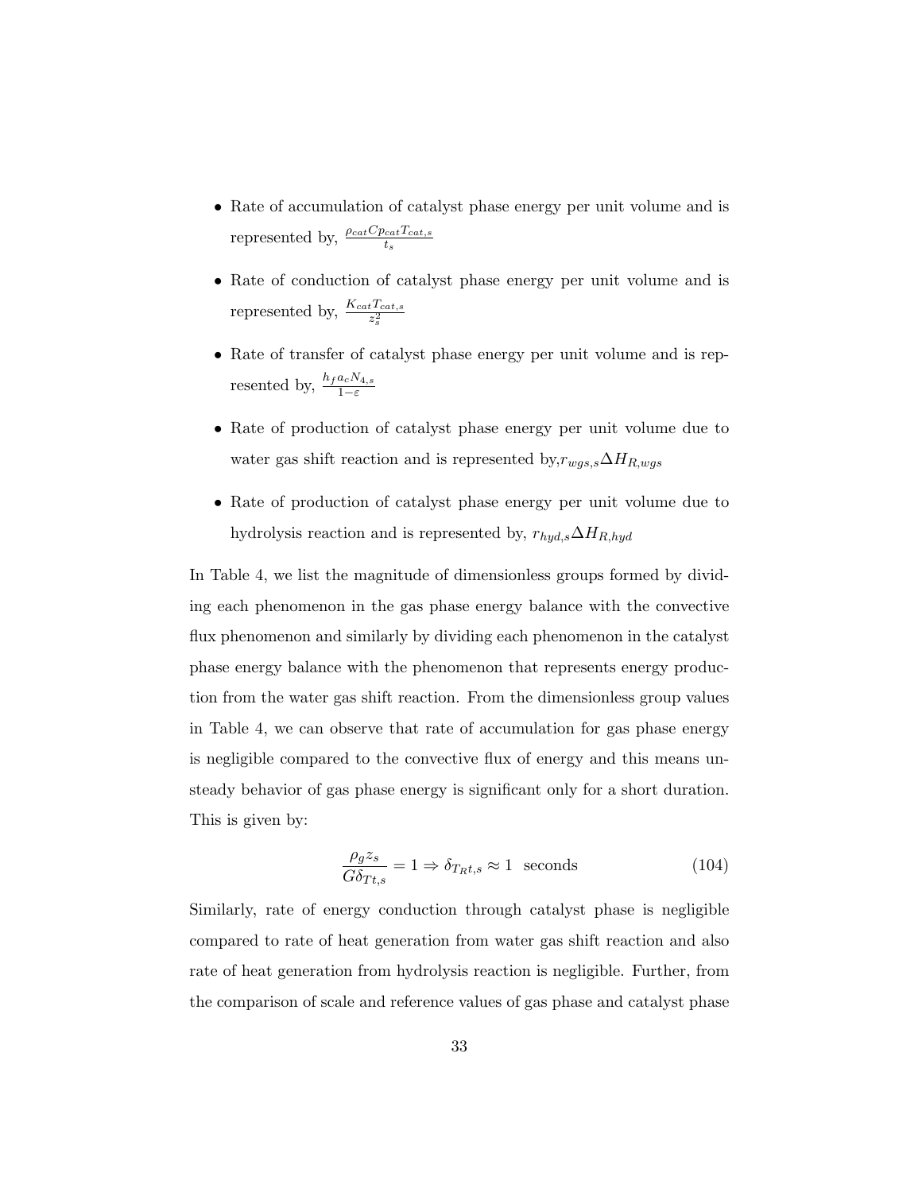- Rate of accumulation of catalyst phase energy per unit volume and is represented by, $\frac{\rho_{cat} Cp_{cat} T_{cat,s}}{t_s}$

- Rate of conduction of catalyst phase energy per unit volume and is represented by, $\frac{K_{cat} T_{cat,s}}{z_s^2}$

- Rate of transfer of catalyst phase energy per unit volume and is represented by, $\frac{h_f a_c N_{4,s}}{1-\varepsilon}$

- Rate of production of catalyst phase energy per unit volume due to water gas shift reaction and is represented by, $r_{wgs,s} \Delta H_{R,wgs}$

- Rate of production of catalyst phase energy per unit volume due to hydrolysis reaction and is represented by, $r_{hyd,s} \Delta H_{R,hyd}$

In Table 4, we list the magnitude of dimensionless groups formed by dividing each phenomenon in the gas phase energy balance with the convective flux phenomenon and similarly by dividing each phenomenon in the catalyst phase energy balance with the phenomenon that represents energy production from the water gas shift reaction. From the dimensionless group values in Table 4, we can observe that rate of accumulation for gas phase energy is negligible compared to the convective flux of energy and this means unsteady behavior of gas phase energy is significant only for a short duration. This is given by:

$$\frac{\rho_g z_s}{G \delta_{Tt,s}} = 1 \Rightarrow \delta_{T_R t,s} \approx 1 \text{ seconds} \tag{104}$$

Similarly, rate of energy conduction through catalyst phase is negligible compared to rate of heat generation from water gas shift reaction and also rate of heat generation from hydrolysis reaction is negligible. Further, from the comparison of scale and reference values of gas phase and catalyst phase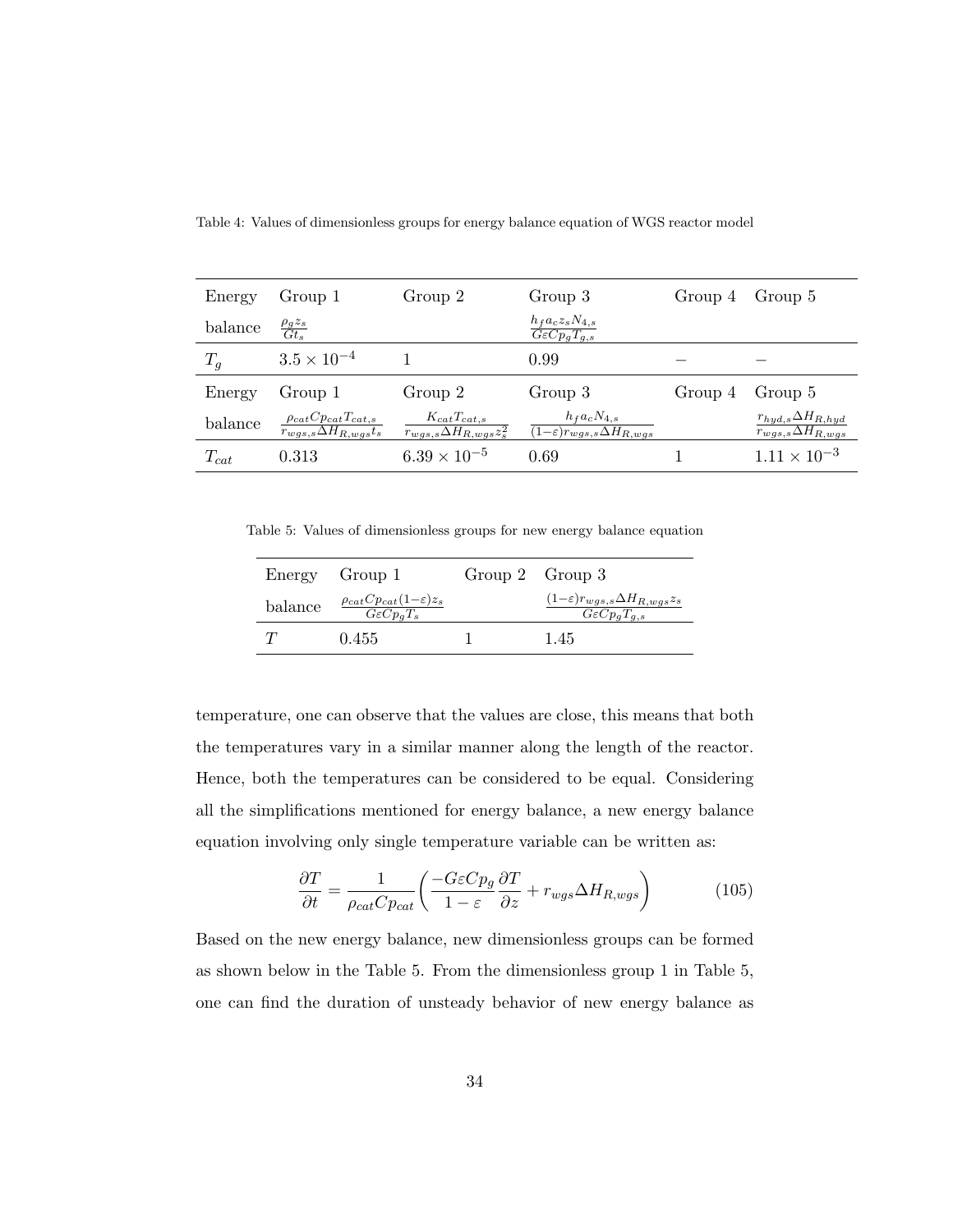Table 4: Values of dimensionless groups for energy balance equation of WGS reactor model

| Energy balance | Group 1 | Group 2 | Group 3 | Group 4 | Group 5 |
|---|---|---|---|---|---|
| | $\frac{\rho_g z_s}{G t_s}$ | | $\frac{h_f a_c z_s N_{4,s}}{G \varepsilon C p_g T_{g,s}}$ | | |
| $T_g$ | $3.5 \times 10^{-4}$ | 1 | 0.99 | – | – |
| **Energy balance** | **Group 1** | **Group 2** | **Group 3** | **Group 4** | **Group 5** |
| | $\frac{\rho_{cat} C p_{cat} T_{cat,s}}{r_{wgs,s} \Delta H_{R,wgs} t_s}$ | $\frac{K_{cat} T_{cat,s}}{r_{wgs,s} \Delta H_{R,wgs} z_s^2}$ | $\frac{h_f a_c N_{4,s}}{(1-\varepsilon) r_{wgs,s} \Delta H_{R,wgs}}$ | | $\frac{r_{hyd,s} \Delta H_{R,hyd}}{r_{wgs,s} \Delta H_{R,wgs}}$ |
| $T_{cat}$ | 0.313 | $6.39 \times 10^{-5}$ | 0.69 | 1 | $1.11 \times 10^{-3}$ |

Table 5: Values of dimensionless groups for new energy balance equation

| Energy balance | Group 1 | Group 2 | Group 3 |
|---|---|---|---|
| | $\frac{\rho_{cat} C p_{cat} (1-\varepsilon) z_s}{G \varepsilon C p_g T_s}$ | | $\frac{(1-\varepsilon) r_{wgs,s} \Delta H_{R,wgs} z_s}{G \varepsilon C p_g T_{g,s}}$ |
| $T$ | 0.455 | 1 | 1.45 |

temperature, one can observe that the values are close, this means that both the temperatures vary in a similar manner along the length of the reactor. Hence, both the temperatures can be considered to be equal. Considering all the simplifications mentioned for energy balance, a new energy balance equation involving only single temperature variable can be written as:

$$\frac{\partial T}{\partial t} = \frac{1}{\rho_{cat} C p_{cat}} \left( \frac{-G \varepsilon C p_g}{1 - \varepsilon} \frac{\partial T}{\partial z} + r_{wgs} \Delta H_{R,wgs} \right) \tag{105}$$

Based on the new energy balance, new dimensionless groups can be formed as shown below in the Table 5. From the dimensionless group 1 in Table 5, one can find the duration of unsteady behavior of new energy balance as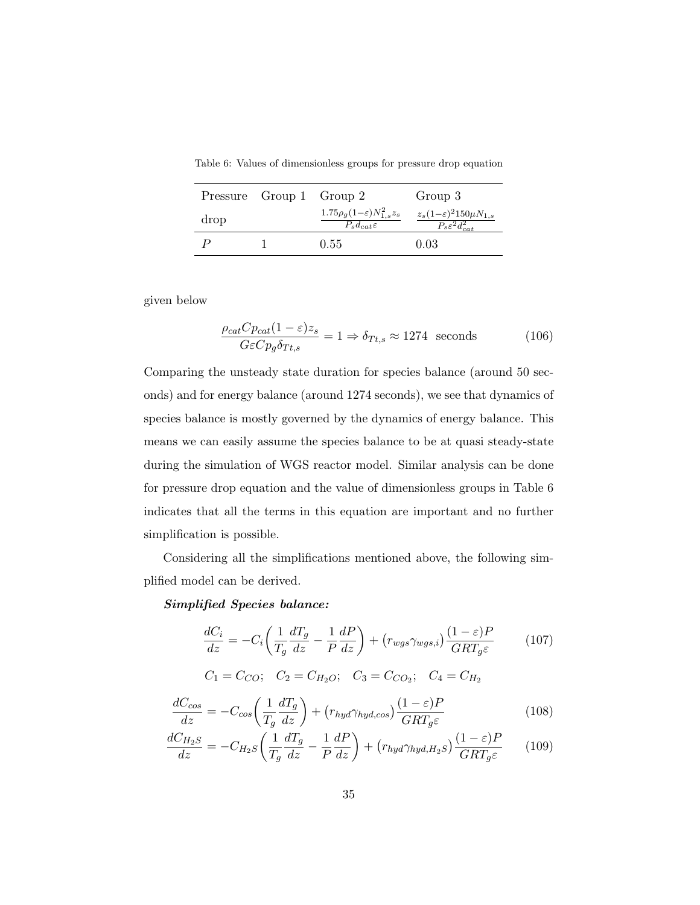Table 6: Values of dimensionless groups for pressure drop equation

| Pressure drop | Group 1 | Group 2 $\frac{1.75\rho_g(1-\varepsilon)N_{1,s}^2 z_s}{P_s d_{cat}\varepsilon}$ | Group 3 $\frac{z_s(1-\varepsilon)^2 150\mu N_{1,s}}{P_s\varepsilon^2 d_{cat}^2}$ |
|---|---|---|---|
| $P$ | 1 | 0.55 | 0.03 |

given below

$$\frac{\rho_{cat}Cp_{cat}(1-\varepsilon)z_s}{G\varepsilon Cp_g\delta_{Tt,s}} = 1 \Rightarrow \delta_{Tt,s} \approx 1274 \text{ seconds} \tag{106}$$

Comparing the unsteady state duration for species balance (around 50 seconds) and for energy balance (around 1274 seconds), we see that dynamics of species balance is mostly governed by the dynamics of energy balance. This means we can easily assume the species balance to be at quasi steady-state during the simulation of WGS reactor model. Similar analysis can be done for pressure drop equation and the value of dimensionless groups in Table 6 indicates that all the terms in this equation are important and no further simplification is possible.

Considering all the simplifications mentioned above, the following simplified model can be derived.

***Simplified Species balance:***

$$\frac{dC_i}{dz} = -C_i\left(\frac{1}{T_g}\frac{dT_g}{dz} - \frac{1}{P}\frac{dP}{dz}\right) + \left(r_{wgs}\gamma_{wgs,i}\right)\frac{(1-\varepsilon)P}{GRT_g\varepsilon} \tag{107}$$

$$C_1 = C_{CO}; \quad C_2 = C_{H_2O}; \quad C_3 = C_{CO_2}; \quad C_4 = C_{H_2}$$

$$\frac{dC_{cos}}{dz} = -C_{cos}\left(\frac{1}{T_g}\frac{dT_g}{dz}\right) + \left(r_{hyd}\gamma_{hyd,cos}\right)\frac{(1-\varepsilon)P}{GRT_g\varepsilon} \tag{108}$$

$$\frac{dC_{H_2S}}{dz} = -C_{H_2S}\left(\frac{1}{T_g}\frac{dT_g}{dz} - \frac{1}{P}\frac{dP}{dz}\right) + \left(r_{hyd}\gamma_{hyd,H_2S}\right)\frac{(1-\varepsilon)P}{GRT_g\varepsilon} \tag{109}$$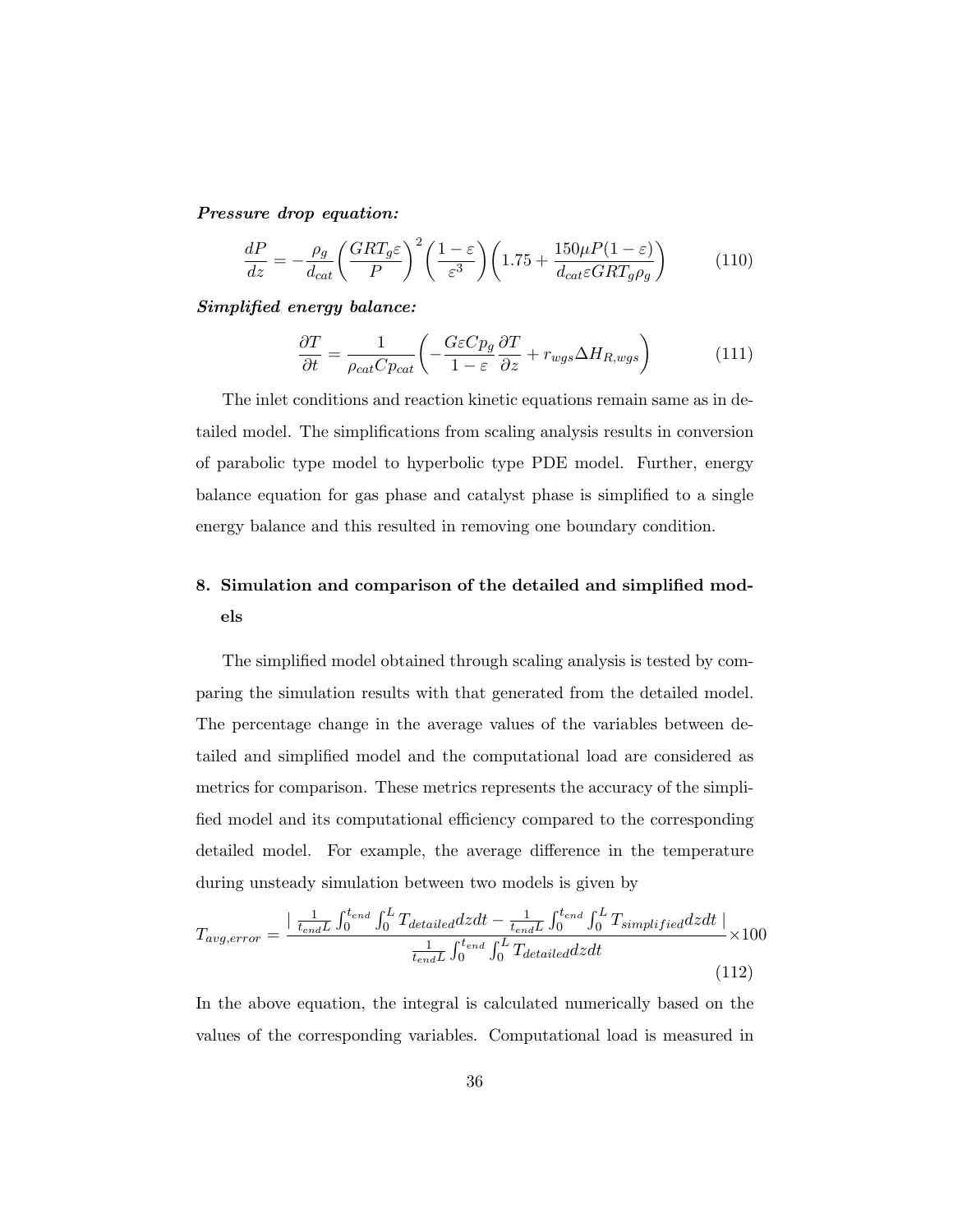***Pressure drop equation:***

$$\frac{dP}{dz} = -\frac{\rho_g}{d_{cat}}\left(\frac{GRT_g\varepsilon}{P}\right)^2\left(\frac{1-\varepsilon}{\varepsilon^3}\right)\left(1.75 + \frac{150\mu P(1-\varepsilon)}{d_{cat}\varepsilon GRT_g\rho_g}\right) \tag{110}$$

***Simplified energy balance:***

$$\frac{\partial T}{\partial t} = \frac{1}{\rho_{cat}Cp_{cat}}\left(-\frac{G\varepsilon Cp_g}{1-\varepsilon}\frac{\partial T}{\partial z} + r_{wgs}\Delta H_{R,wgs}\right) \tag{111}$$

The inlet conditions and reaction kinetic equations remain same as in detailed model. The simplifications from scaling analysis results in conversion of parabolic type model to hyperbolic type PDE model. Further, energy balance equation for gas phase and catalyst phase is simplified to a single energy balance and this resulted in removing one boundary condition.

## 8. Simulation and comparison of the detailed and simplified models

The simplified model obtained through scaling analysis is tested by comparing the simulation results with that generated from the detailed model. The percentage change in the average values of the variables between detailed and simplified model and the computational load are considered as metrics for comparison. These metrics represents the accuracy of the simplified model and its computational efficiency compared to the corresponding detailed model. For example, the average difference in the temperature during unsteady simulation between two models is given by

$$T_{avg,error} = \frac{\left| \frac{1}{t_{end}L}\int_0^{t_{end}}\int_0^L T_{detailed}dzdt - \frac{1}{t_{end}L}\int_0^{t_{end}}\int_0^L T_{simplified}dzdt \right|}{\frac{1}{t_{end}L}\int_0^{t_{end}}\int_0^L T_{detailed}dzdt} \times 100 \tag{112}$$

In the above equation, the integral is calculated numerically based on the values of the corresponding variables. Computational load is measured in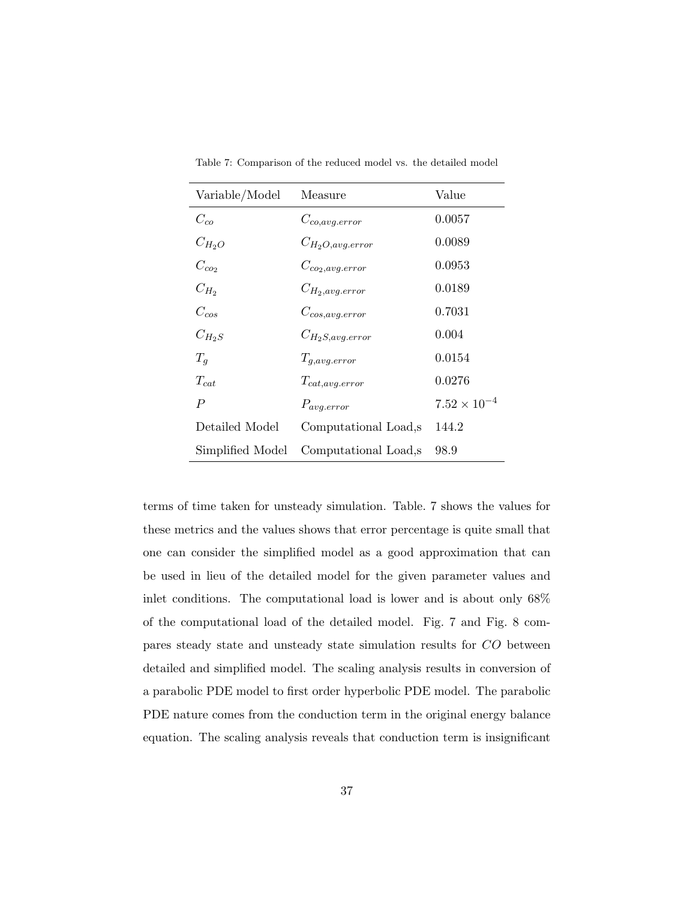Table 7: Comparison of the reduced model vs. the detailed model

| Variable/Model | Measure | Value |
|---|---|---|
| $C_{co}$ | $C_{co,avg.error}$ | 0.0057 |
| $C_{H_2O}$ | $C_{H_2O,avg.error}$ | 0.0089 |
| $C_{co_2}$ | $C_{co_2,avg.error}$ | 0.0953 |
| $C_{H_2}$ | $C_{H_2,avg.error}$ | 0.0189 |
| $C_{cos}$ | $C_{cos,avg.error}$ | 0.7031 |
| $C_{H_2S}$ | $C_{H_2S,avg.error}$ | 0.004 |
| $T_g$ | $T_{g,avg.error}$ | 0.0154 |
| $T_{cat}$ | $T_{cat,avg.error}$ | 0.0276 |
| $P$ | $P_{avg.error}$ | $7.52 \times 10^{-4}$ |
| Detailed Model | Computational Load,s | 144.2 |
| Simplified Model | Computational Load,s | 98.9 |

terms of time taken for unsteady simulation. Table. 7 shows the values for these metrics and the values shows that error percentage is quite small that one can consider the simplified model as a good approximation that can be used in lieu of the detailed model for the given parameter values and inlet conditions. The computational load is lower and is about only 68% of the computational load of the detailed model. Fig. 7 and Fig. 8 compares steady state and unsteady state simulation results for $CO$ between detailed and simplified model. The scaling analysis results in conversion of a parabolic PDE model to first order hyperbolic PDE model. The parabolic PDE nature comes from the conduction term in the original energy balance equation. The scaling analysis reveals that conduction term is insignificant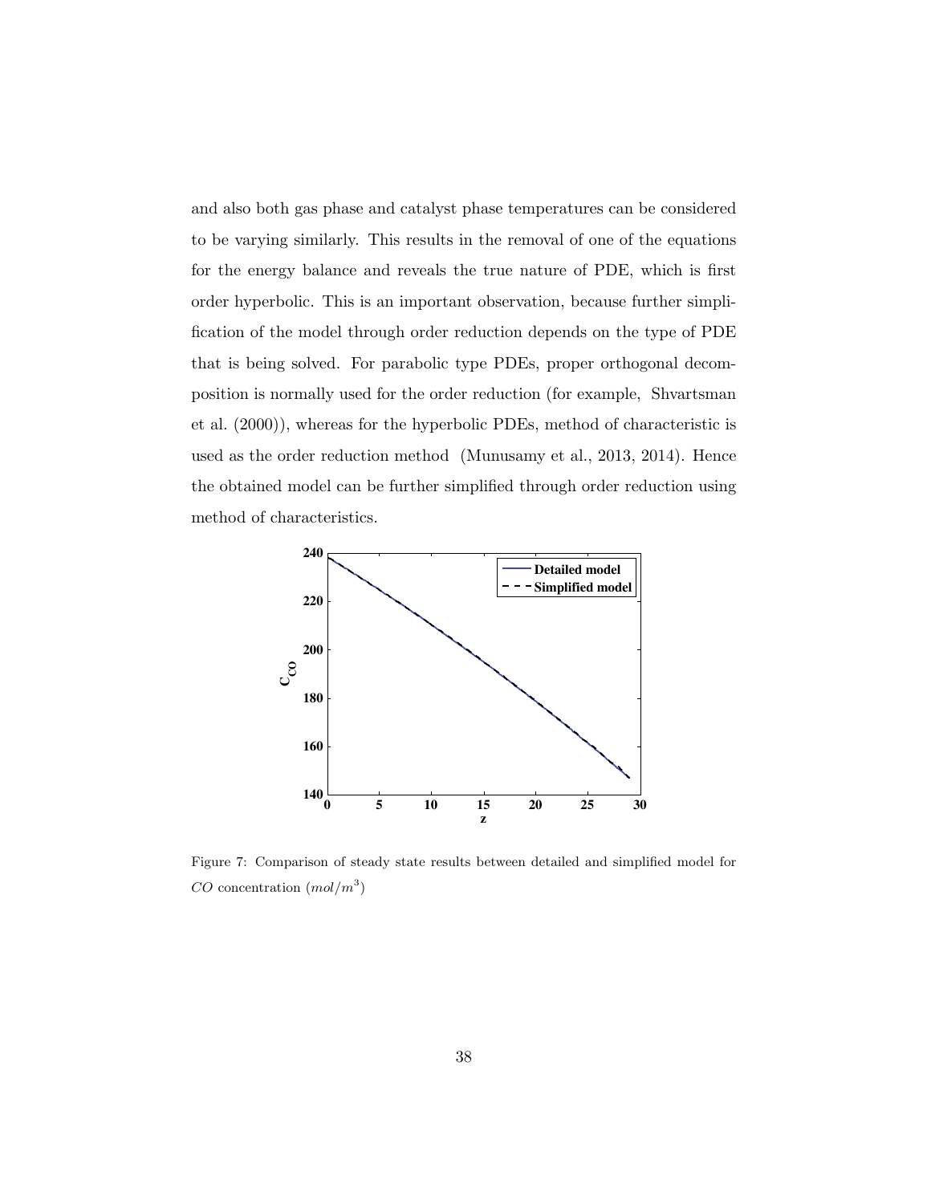and also both gas phase and catalyst phase temperatures can be considered to be varying similarly. This results in the removal of one of the equations for the energy balance and reveals the true nature of PDE, which is first order hyperbolic. This is an important observation, because further simplification of the model through order reduction depends on the type of PDE that is being solved. For parabolic type PDEs, proper orthogonal decomposition is normally used for the order reduction (for example, Shvartsman et al. (2000)), whereas for the hyperbolic PDEs, method of characteristic is used as the order reduction method (Munusamy et al., 2013, 2014). Hence the obtained model can be further simplified through order reduction using method of characteristics.

Figure 7: Comparison of steady state results between detailed and simplified model for $CO$ concentration ($mol/m^3$)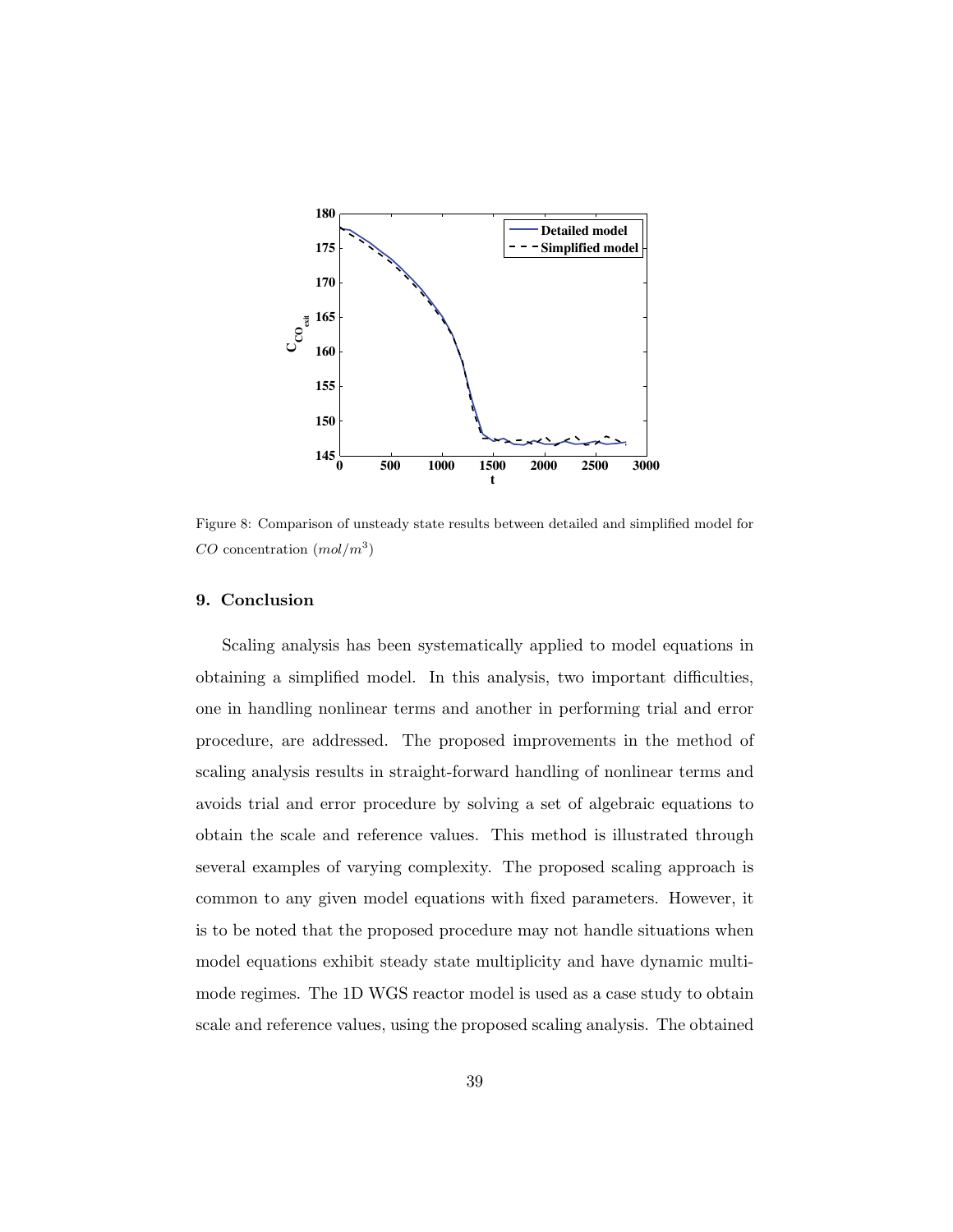Figure 8: Comparison of unsteady state results between detailed and simplified model for $CO$ concentration ($mol/m^3$)

## 9. Conclusion

Scaling analysis has been systematically applied to model equations in obtaining a simplified model. In this analysis, two important difficulties, one in handling nonlinear terms and another in performing trial and error procedure, are addressed. The proposed improvements in the method of scaling analysis results in straight-forward handling of nonlinear terms and avoids trial and error procedure by solving a set of algebraic equations to obtain the scale and reference values. This method is illustrated through several examples of varying complexity. The proposed scaling approach is common to any given model equations with fixed parameters. However, it is to be noted that the proposed procedure may not handle situations when model equations exhibit steady state multiplicity and have dynamic multi-mode regimes. The 1D WGS reactor model is used as a case study to obtain scale and reference values, using the proposed scaling analysis. The obtained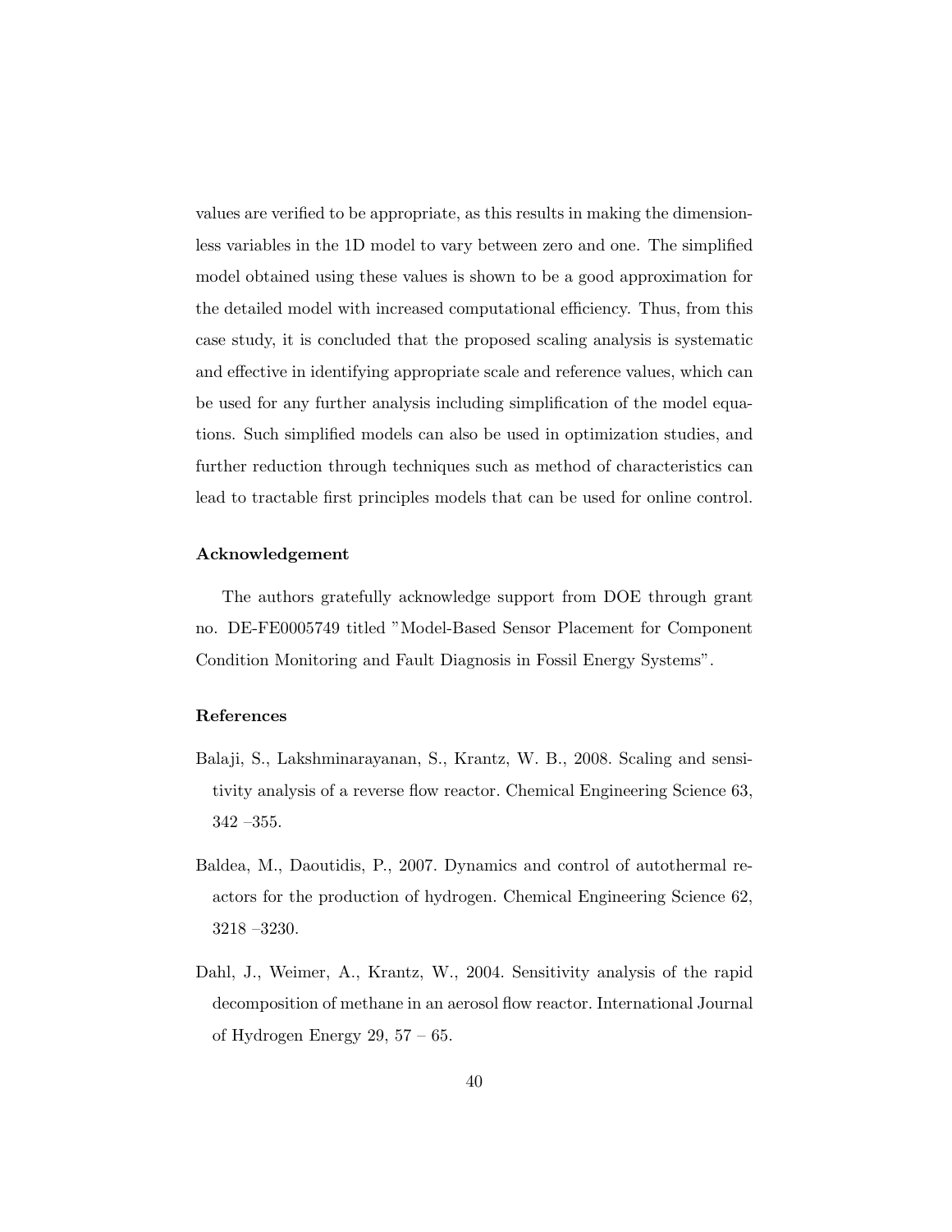values are verified to be appropriate, as this results in making the dimensionless variables in the 1D model to vary between zero and one. The simplified model obtained using these values is shown to be a good approximation for the detailed model with increased computational efficiency. Thus, from this case study, it is concluded that the proposed scaling analysis is systematic and effective in identifying appropriate scale and reference values, which can be used for any further analysis including simplification of the model equations. Such simplified models can also be used in optimization studies, and further reduction through techniques such as method of characteristics can lead to tractable first principles models that can be used for online control.

### Acknowledgement

The authors gratefully acknowledge support from DOE through grant no. DE-FE0005749 titled "Model-Based Sensor Placement for Component Condition Monitoring and Fault Diagnosis in Fossil Energy Systems".

### References

Balaji, S., Lakshminarayanan, S., Krantz, W. B., 2008. Scaling and sensitivity analysis of a reverse flow reactor. Chemical Engineering Science 63, 342 –355.

Baldea, M., Daoutidis, P., 2007. Dynamics and control of autothermal reactors for the production of hydrogen. Chemical Engineering Science 62, 3218 –3230.

Dahl, J., Weimer, A., Krantz, W., 2004. Sensitivity analysis of the rapid decomposition of methane in an aerosol flow reactor. International Journal of Hydrogen Energy 29, 57 – 65.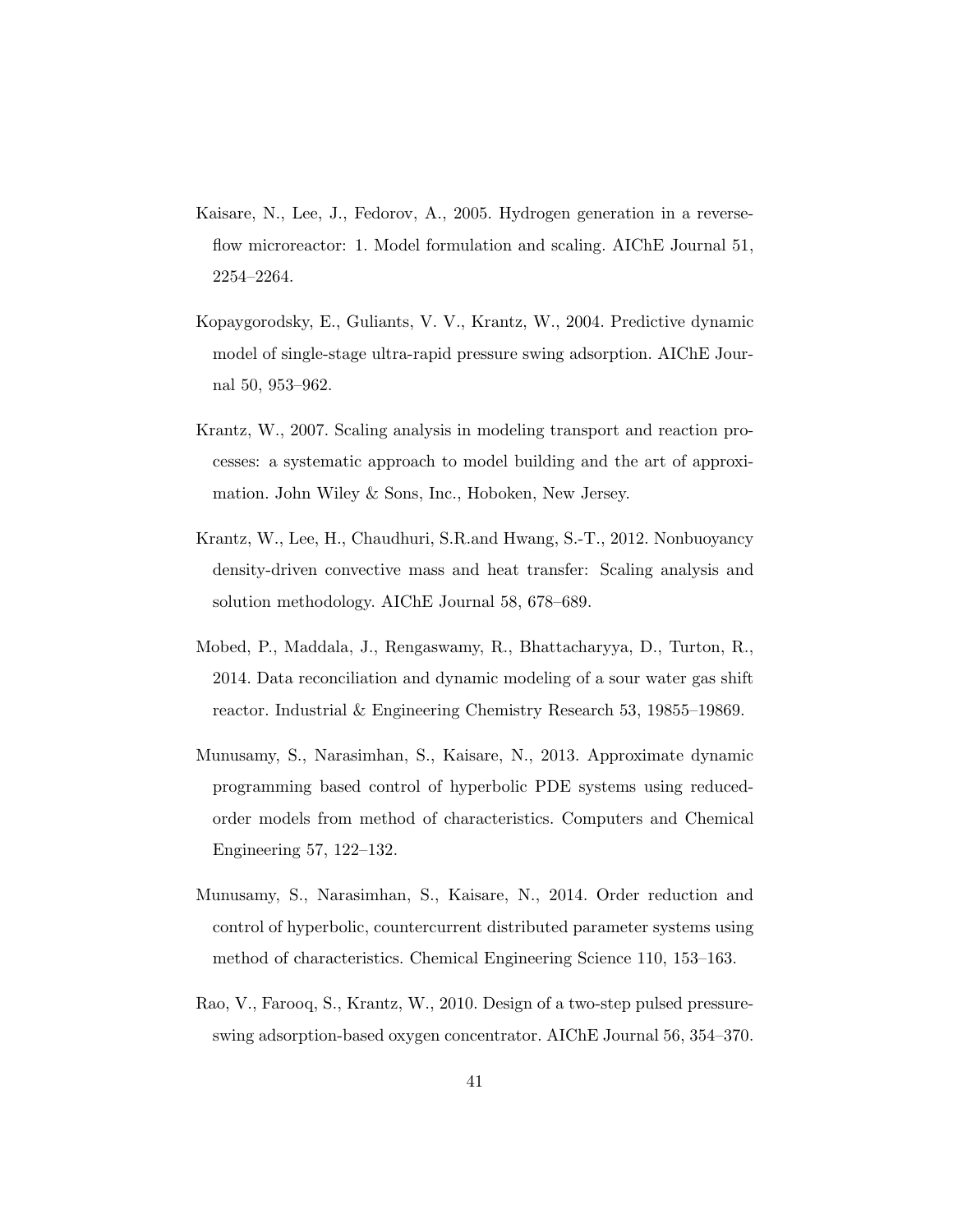Kaisare, N., Lee, J., Fedorov, A., 2005. Hydrogen generation in a reverse-flow microreactor: 1. Model formulation and scaling. AIChE Journal 51, 2254–2264.

Kopaygorodsky, E., Guliants, V. V., Krantz, W., 2004. Predictive dynamic model of single-stage ultra-rapid pressure swing adsorption. AIChE Journal 50, 953–962.

Krantz, W., 2007. Scaling analysis in modeling transport and reaction processes: a systematic approach to model building and the art of approximation. John Wiley & Sons, Inc., Hoboken, New Jersey.

Krantz, W., Lee, H., Chaudhuri, S.R.and Hwang, S.-T., 2012. Nonbuoyancy density-driven convective mass and heat transfer: Scaling analysis and solution methodology. AIChE Journal 58, 678–689.

Mobed, P., Maddala, J., Rengaswamy, R., Bhattacharyya, D., Turton, R., 2014. Data reconciliation and dynamic modeling of a sour water gas shift reactor. Industrial & Engineering Chemistry Research 53, 19855–19869.

Munusamy, S., Narasimhan, S., Kaisare, N., 2013. Approximate dynamic programming based control of hyperbolic PDE systems using reduced-order models from method of characteristics. Computers and Chemical Engineering 57, 122–132.

Munusamy, S., Narasimhan, S., Kaisare, N., 2014. Order reduction and control of hyperbolic, countercurrent distributed parameter systems using method of characteristics. Chemical Engineering Science 110, 153–163.

Rao, V., Farooq, S., Krantz, W., 2010. Design of a two-step pulsed pressure-swing adsorption-based oxygen concentrator. AIChE Journal 56, 354–370.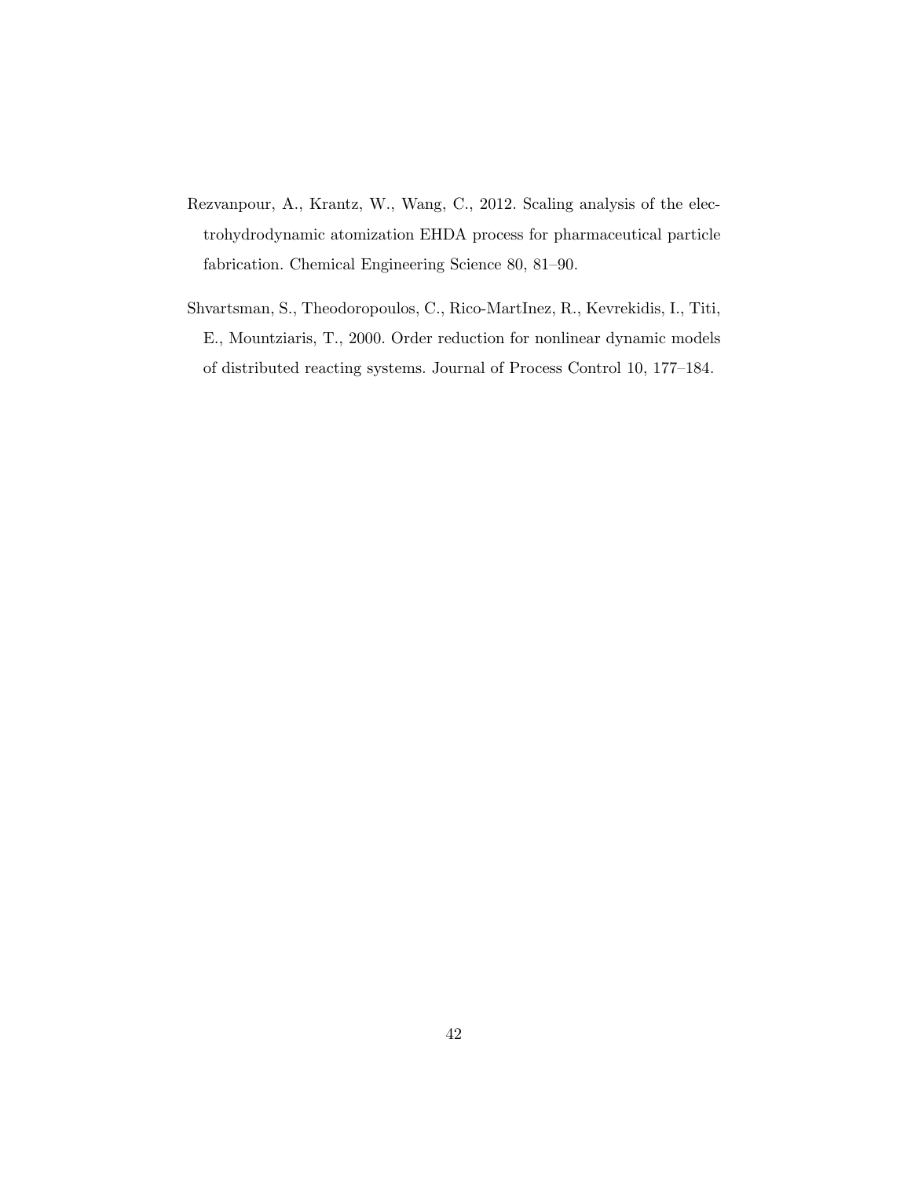Rezvanpour, A., Krantz, W., Wang, C., 2012. Scaling analysis of the electrohydrodynamic atomization EHDA process for pharmaceutical particle fabrication. Chemical Engineering Science 80, 81–90.

Shvartsman, S., Theodoropoulos, C., Rico-MartInez, R., Kevrekidis, I., Titi, E., Mountziaris, T., 2000. Order reduction for nonlinear dynamic models of distributed reacting systems. Journal of Process Control 10, 177–184.